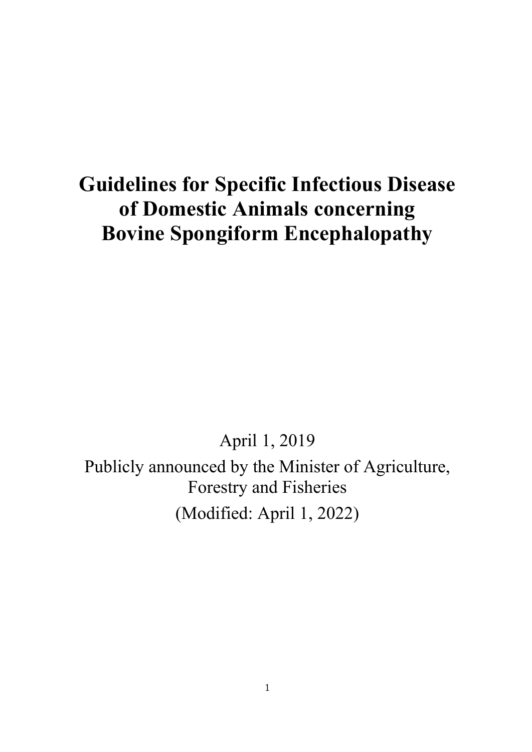# Guidelines for Specific Infectious Disease of Domestic Animals concerning Bovine Spongiform Encephalopathy

April 1, 2019

Publicly announced by the Minister of Agriculture, Forestry and Fisheries

(Modified: April 1, 2022)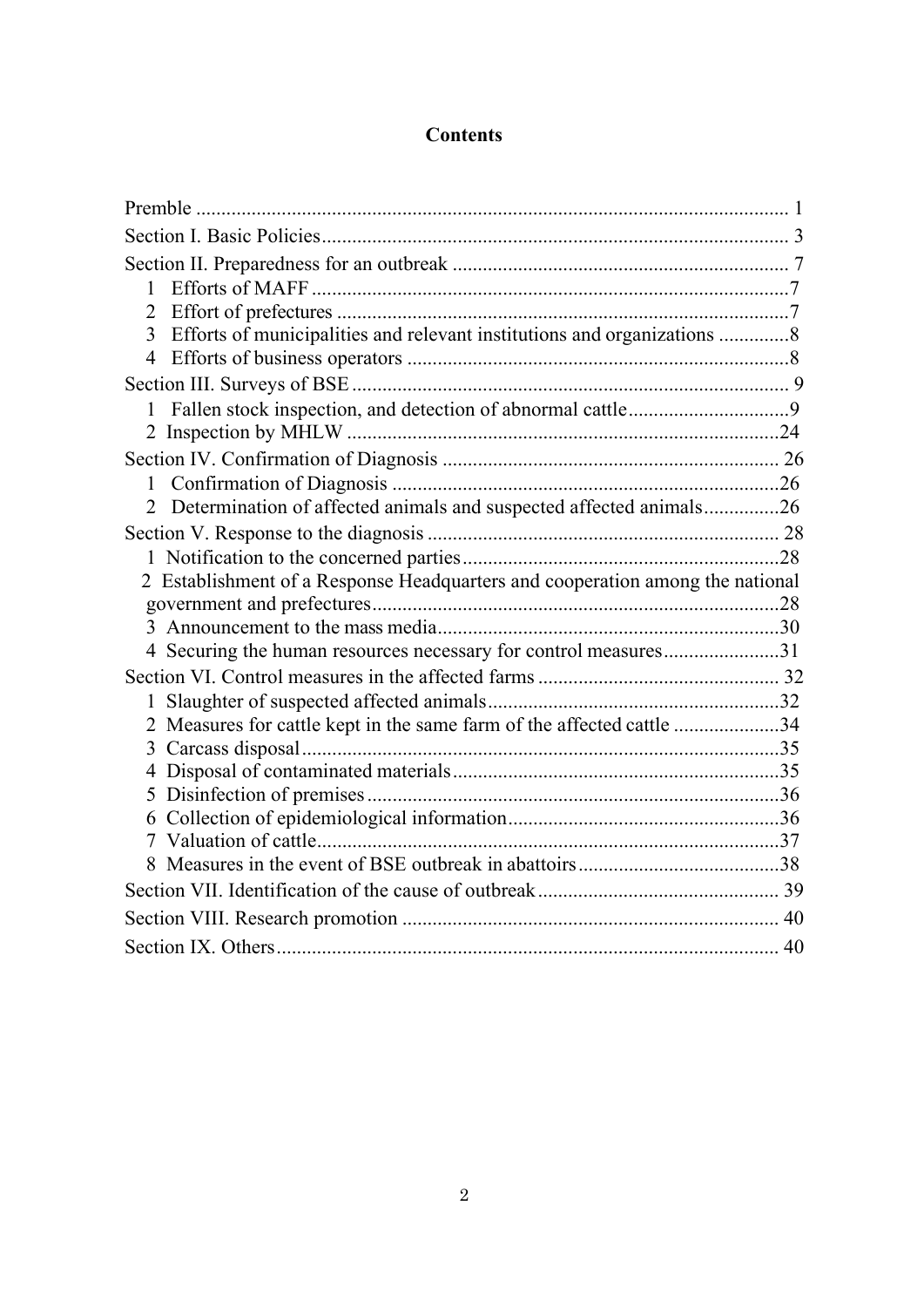# Contents

| | |
|---|---|
| Premble | 1 |
| Section I. Basic Policies | 3 |
| Section II. Preparedness for an outbreak | 7 |
| 1 Efforts of MAFF | 7 |
| 2 Effort of prefectures | 7 |
| 3 Efforts of municipalities and relevant institutions and organizations | 8 |
| 4 Efforts of business operators | 8 |
| Section III. Surveys of BSE | 9 |
| 1 Fallen stock inspection, and detection of abnormal cattle | 9 |
| 2 Inspection by MHLW | 24 |
| Section IV. Confirmation of Diagnosis | 26 |
| 1 Confirmation of Diagnosis | 26 |
| 2 Determination of affected animals and suspected affected animals | 26 |
| Section V. Response to the diagnosis | 28 |
| 1 Notification to the concerned parties | 28 |
| 2 Establishment of a Response Headquarters and cooperation among the national government and prefectures | 28 |
| 3 Announcement to the mass media | 30 |
| 4 Securing the human resources necessary for control measures | 31 |
| Section VI. Control measures in the affected farms | 32 |
| 1 Slaughter of suspected affected animals | 32 |
| 2 Measures for cattle kept in the same farm of the affected cattle | 34 |
| 3 Carcass disposal | 35 |
| 4 Disposal of contaminated materials | 35 |
| 5 Disinfection of premises | 36 |
| 6 Collection of epidemiological information | 36 |
| 7 Valuation of cattle | 37 |
| 8 Measures in the event of BSE outbreak in abattoirs | 38 |
| Section VII. Identification of the cause of outbreak | 39 |
| Section VIII. Research promotion | 40 |
| Section IX. Others | 40 |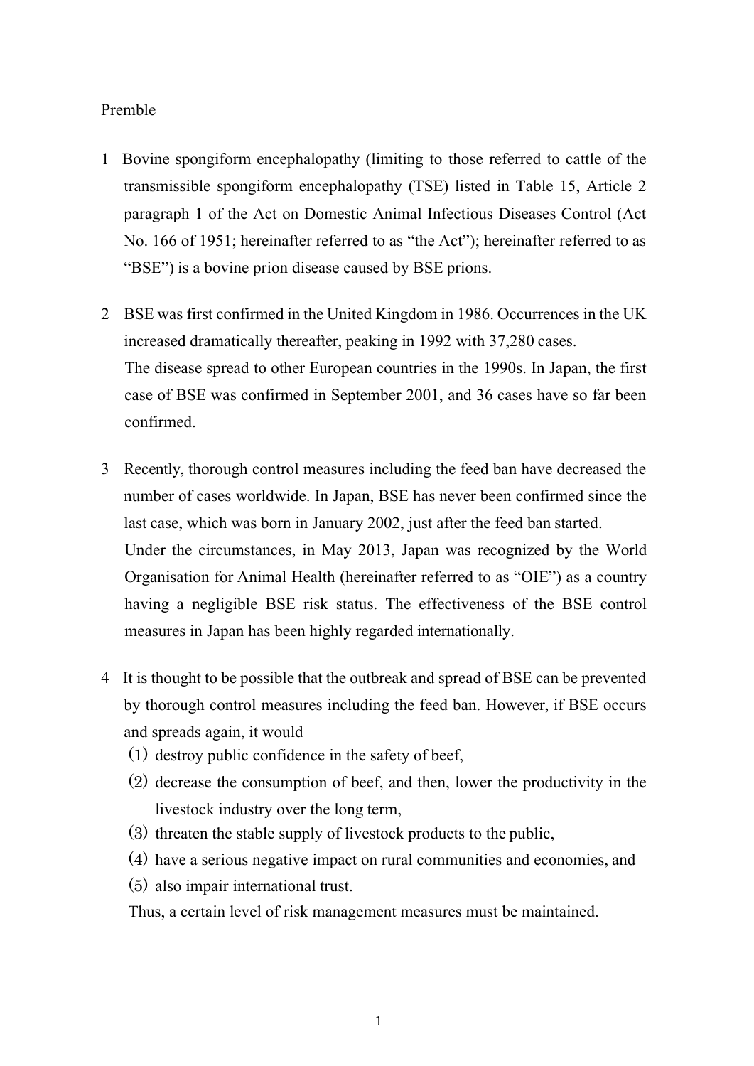Premble

1. Bovine spongiform encephalopathy (limiting to those referred to cattle of the transmissible spongiform encephalopathy (TSE) listed in Table 15, Article 2 paragraph 1 of the Act on Domestic Animal Infectious Diseases Control (Act No. 166 of 1951; hereinafter referred to as "the Act"); hereinafter referred to as "BSE") is a bovine prion disease caused by BSE prions.

2. BSE was first confirmed in the United Kingdom in 1986. Occurrences in the UK increased dramatically thereafter, peaking in 1992 with 37,280 cases.
   The disease spread to other European countries in the 1990s. In Japan, the first case of BSE was confirmed in September 2001, and 36 cases have so far been confirmed.

3. Recently, thorough control measures including the feed ban have decreased the number of cases worldwide. In Japan, BSE has never been confirmed since the last case, which was born in January 2002, just after the feed ban started.
   Under the circumstances, in May 2013, Japan was recognized by the World Organisation for Animal Health (hereinafter referred to as "OIE") as a country having a negligible BSE risk status. The effectiveness of the BSE control measures in Japan has been highly regarded internationally.

4. It is thought to be possible that the outbreak and spread of BSE can be prevented by thorough control measures including the feed ban. However, if BSE occurs and spreads again, it would
   (1) destroy public confidence in the safety of beef,
   (2) decrease the consumption of beef, and then, lower the productivity in the livestock industry over the long term,
   (3) threaten the stable supply of livestock products to the public,
   (4) have a serious negative impact on rural communities and economies, and
   (5) also impair international trust.
   
   Thus, a certain level of risk management measures must be maintained.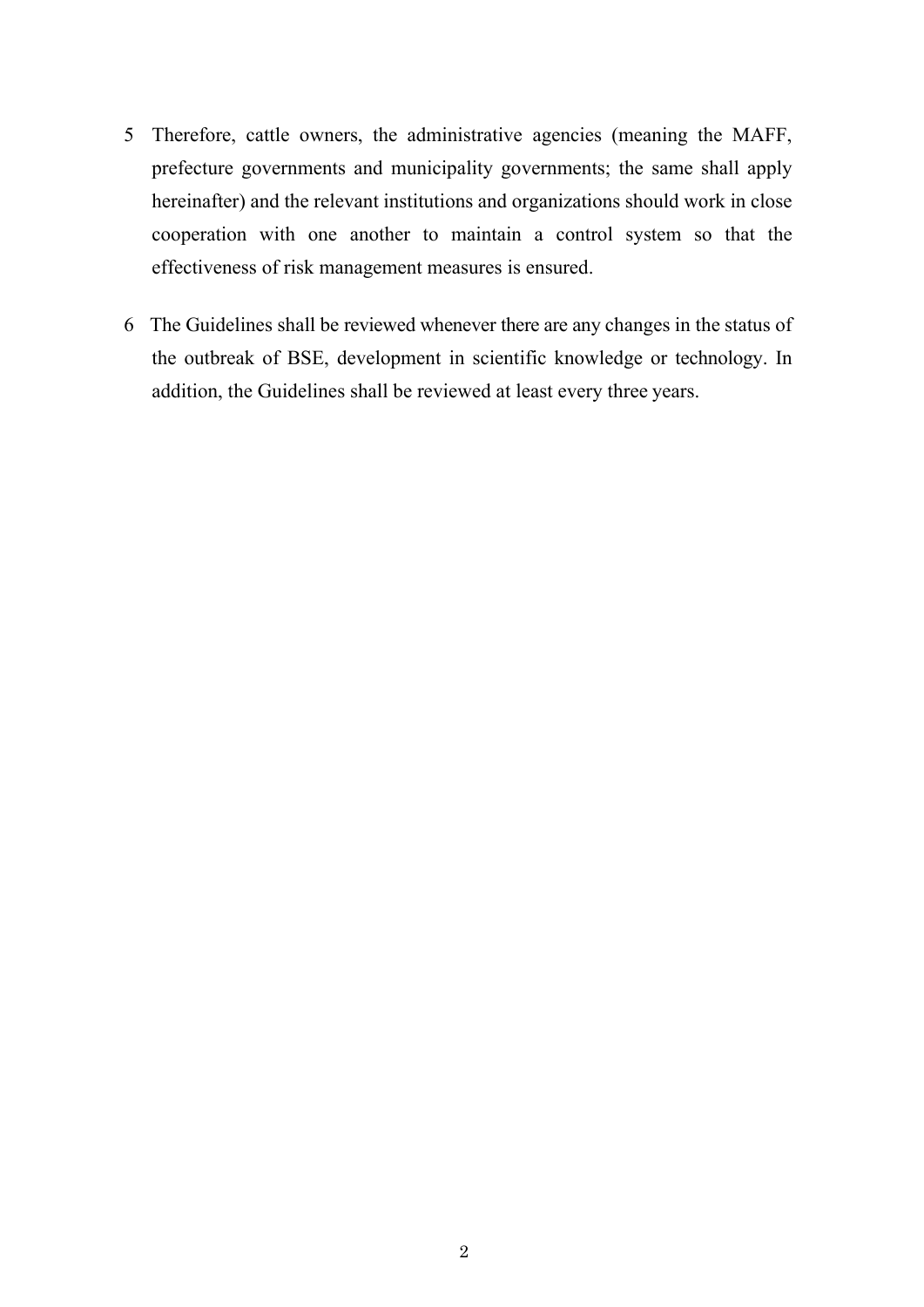5 Therefore, cattle owners, the administrative agencies (meaning the MAFF, prefecture governments and municipality governments; the same shall apply hereinafter) and the relevant institutions and organizations should work in close cooperation with one another to maintain a control system so that the effectiveness of risk management measures is ensured.

6 The Guidelines shall be reviewed whenever there are any changes in the status of the outbreak of BSE, development in scientific knowledge or technology. In addition, the Guidelines shall be reviewed at least every three years.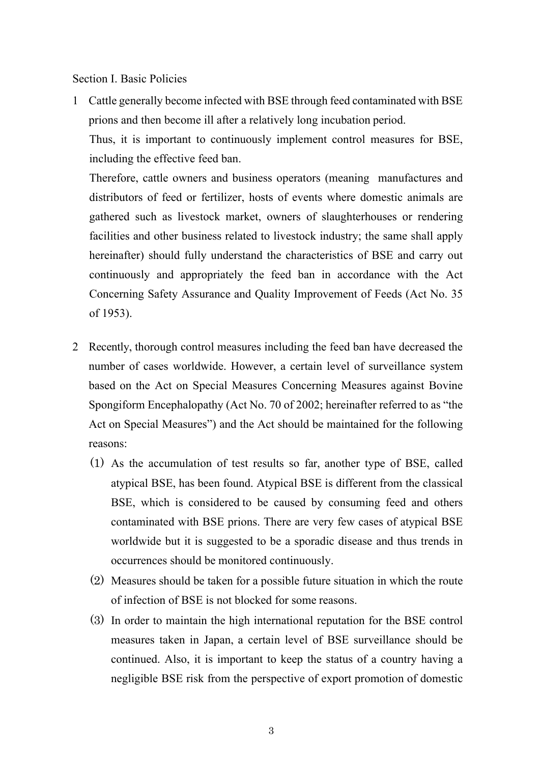## Section I. Basic Policies

1 Cattle generally become infected with BSE through feed contaminated with BSE prions and then become ill after a relatively long incubation period.

   Thus, it is important to continuously implement control measures for BSE, including the effective feed ban.

   Therefore, cattle owners and business operators (meaning manufactures and distributors of feed or fertilizer, hosts of events where domestic animals are gathered such as livestock market, owners of slaughterhouses or rendering facilities and other business related to livestock industry; the same shall apply hereinafter) should fully understand the characteristics of BSE and carry out continuously and appropriately the feed ban in accordance with the Act Concerning Safety Assurance and Quality Improvement of Feeds (Act No. 35 of 1953).

2 Recently, thorough control measures including the feed ban have decreased the number of cases worldwide. However, a certain level of surveillance system based on the Act on Special Measures Concerning Measures against Bovine Spongiform Encephalopathy (Act No. 70 of 2002; hereinafter referred to as "the Act on Special Measures") and the Act should be maintained for the following reasons:

   (1) As the accumulation of test results so far, another type of BSE, called atypical BSE, has been found. Atypical BSE is different from the classical BSE, which is considered to be caused by consuming feed and others contaminated with BSE prions. There are very few cases of atypical BSE worldwide but it is suggested to be a sporadic disease and thus trends in occurrences should be monitored continuously.

   (2) Measures should be taken for a possible future situation in which the route of infection of BSE is not blocked for some reasons.

   (3) In order to maintain the high international reputation for the BSE control measures taken in Japan, a certain level of BSE surveillance should be continued. Also, it is important to keep the status of a country having a negligible BSE risk from the perspective of export promotion of domestic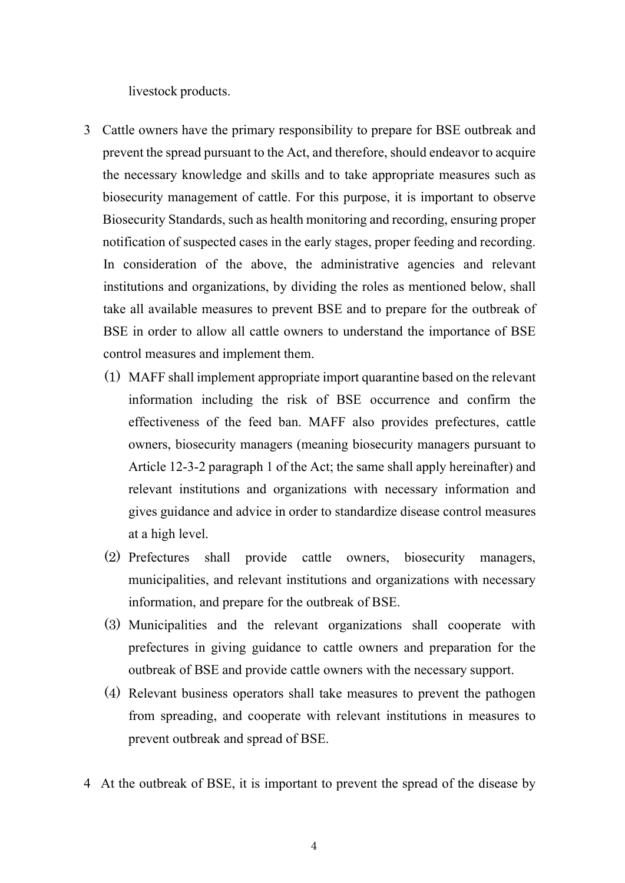livestock products.

3 Cattle owners have the primary responsibility to prepare for BSE outbreak and prevent the spread pursuant to the Act, and therefore, should endeavor to acquire the necessary knowledge and skills and to take appropriate measures such as biosecurity management of cattle. For this purpose, it is important to observe Biosecurity Standards, such as health monitoring and recording, ensuring proper notification of suspected cases in the early stages, proper feeding and recording. In consideration of the above, the administrative agencies and relevant institutions and organizations, by dividing the roles as mentioned below, shall take all available measures to prevent BSE and to prepare for the outbreak of BSE in order to allow all cattle owners to understand the importance of BSE control measures and implement them.

(1) MAFF shall implement appropriate import quarantine based on the relevant information including the risk of BSE occurrence and confirm the effectiveness of the feed ban. MAFF also provides prefectures, cattle owners, biosecurity managers (meaning biosecurity managers pursuant to Article 12-3-2 paragraph 1 of the Act; the same shall apply hereinafter) and relevant institutions and organizations with necessary information and gives guidance and advice in order to standardize disease control measures at a high level.

(2) Prefectures shall provide cattle owners, biosecurity managers, municipalities, and relevant institutions and organizations with necessary information, and prepare for the outbreak of BSE.

(3) Municipalities and the relevant organizations shall cooperate with prefectures in giving guidance to cattle owners and preparation for the outbreak of BSE and provide cattle owners with the necessary support.

(4) Relevant business operators shall take measures to prevent the pathogen from spreading, and cooperate with relevant institutions in measures to prevent outbreak and spread of BSE.

4 At the outbreak of BSE, it is important to prevent the spread of the disease by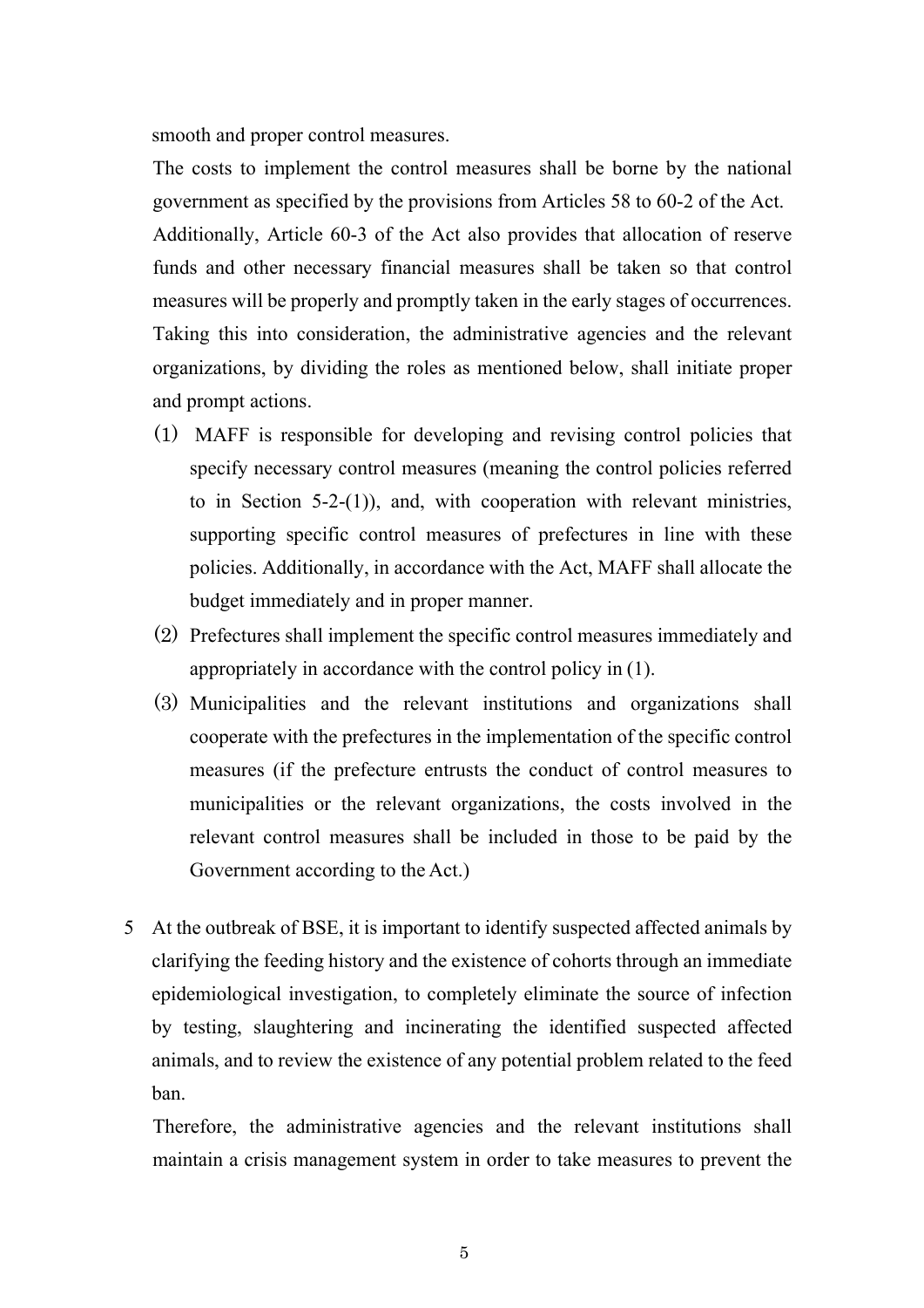smooth and proper control measures.

The costs to implement the control measures shall be borne by the national government as specified by the provisions from Articles 58 to 60-2 of the Act. Additionally, Article 60-3 of the Act also provides that allocation of reserve funds and other necessary financial measures shall be taken so that control measures will be properly and promptly taken in the early stages of occurrences. Taking this into consideration, the administrative agencies and the relevant organizations, by dividing the roles as mentioned below, shall initiate proper and prompt actions.

(1) MAFF is responsible for developing and revising control policies that specify necessary control measures (meaning the control policies referred to in Section 5-2-(1)), and, with cooperation with relevant ministries, supporting specific control measures of prefectures in line with these policies. Additionally, in accordance with the Act, MAFF shall allocate the budget immediately and in proper manner.

(2) Prefectures shall implement the specific control measures immediately and appropriately in accordance with the control policy in (1).

(3) Municipalities and the relevant institutions and organizations shall cooperate with the prefectures in the implementation of the specific control measures (if the prefecture entrusts the conduct of control measures to municipalities or the relevant organizations, the costs involved in the relevant control measures shall be included in those to be paid by the Government according to the Act.)

5 At the outbreak of BSE, it is important to identify suspected affected animals by clarifying the feeding history and the existence of cohorts through an immediate epidemiological investigation, to completely eliminate the source of infection by testing, slaughtering and incinerating the identified suspected affected animals, and to review the existence of any potential problem related to the feed ban.

Therefore, the administrative agencies and the relevant institutions shall maintain a crisis management system in order to take measures to prevent the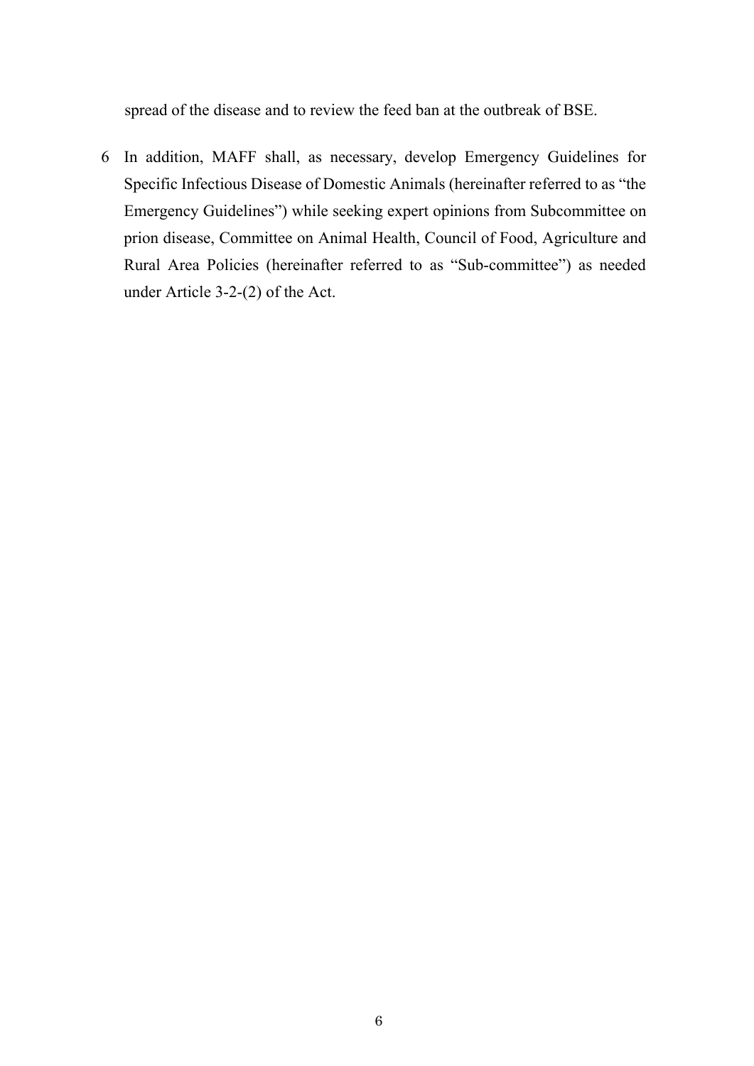spread of the disease and to review the feed ban at the outbreak of BSE.

6 In addition, MAFF shall, as necessary, develop Emergency Guidelines for Specific Infectious Disease of Domestic Animals (hereinafter referred to as "the Emergency Guidelines") while seeking expert opinions from Subcommittee on prion disease, Committee on Animal Health, Council of Food, Agriculture and Rural Area Policies (hereinafter referred to as "Sub-committee") as needed under Article 3-2-(2) of the Act.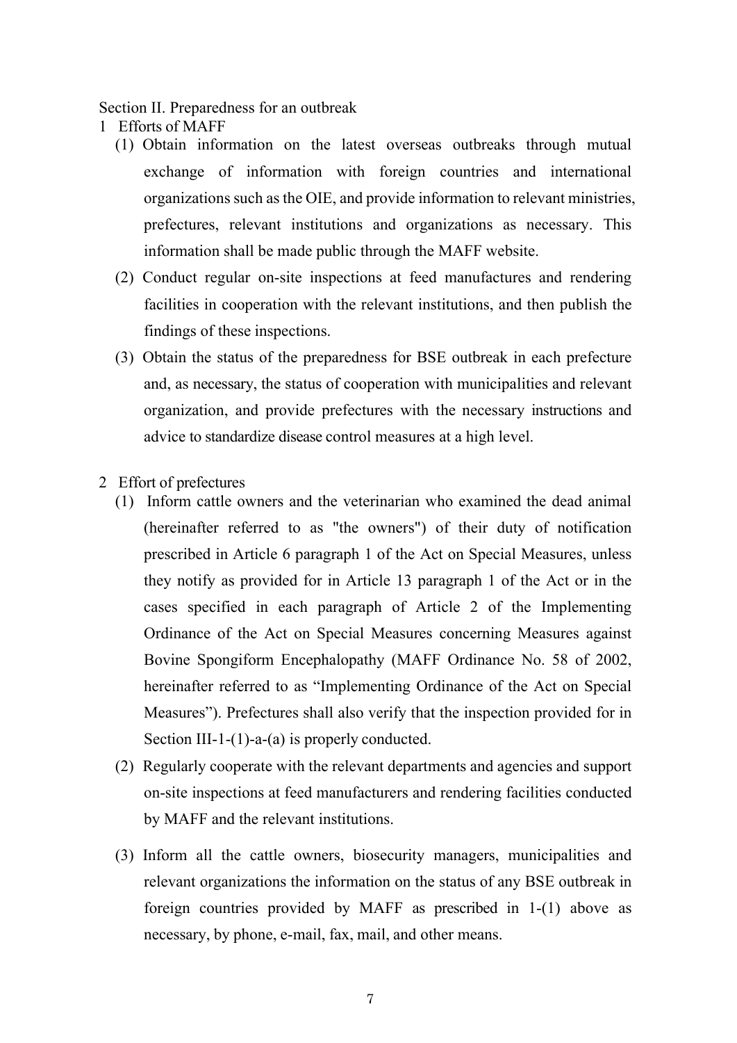## Section II. Preparedness for an outbreak

### 1 Efforts of MAFF

(1) Obtain information on the latest overseas outbreaks through mutual exchange of information with foreign countries and international organizations such as the OIE, and provide information to relevant ministries, prefectures, relevant institutions and organizations as necessary. This information shall be made public through the MAFF website.

(2) Conduct regular on-site inspections at feed manufactures and rendering facilities in cooperation with the relevant institutions, and then publish the findings of these inspections.

(3) Obtain the status of the preparedness for BSE outbreak in each prefecture and, as necessary, the status of cooperation with municipalities and relevant organization, and provide prefectures with the necessary instructions and advice to standardize disease control measures at a high level.

### 2 Effort of prefectures

(1) Inform cattle owners and the veterinarian who examined the dead animal (hereinafter referred to as "the owners") of their duty of notification prescribed in Article 6 paragraph 1 of the Act on Special Measures, unless they notify as provided for in Article 13 paragraph 1 of the Act or in the cases specified in each paragraph of Article 2 of the Implementing Ordinance of the Act on Special Measures concerning Measures against Bovine Spongiform Encephalopathy (MAFF Ordinance No. 58 of 2002, hereinafter referred to as "Implementing Ordinance of the Act on Special Measures"). Prefectures shall also verify that the inspection provided for in Section III-1-(1)-a-(a) is properly conducted.

(2) Regularly cooperate with the relevant departments and agencies and support on-site inspections at feed manufacturers and rendering facilities conducted by MAFF and the relevant institutions.

(3) Inform all the cattle owners, biosecurity managers, municipalities and relevant organizations the information on the status of any BSE outbreak in foreign countries provided by MAFF as prescribed in 1-(1) above as necessary, by phone, e-mail, fax, mail, and other means.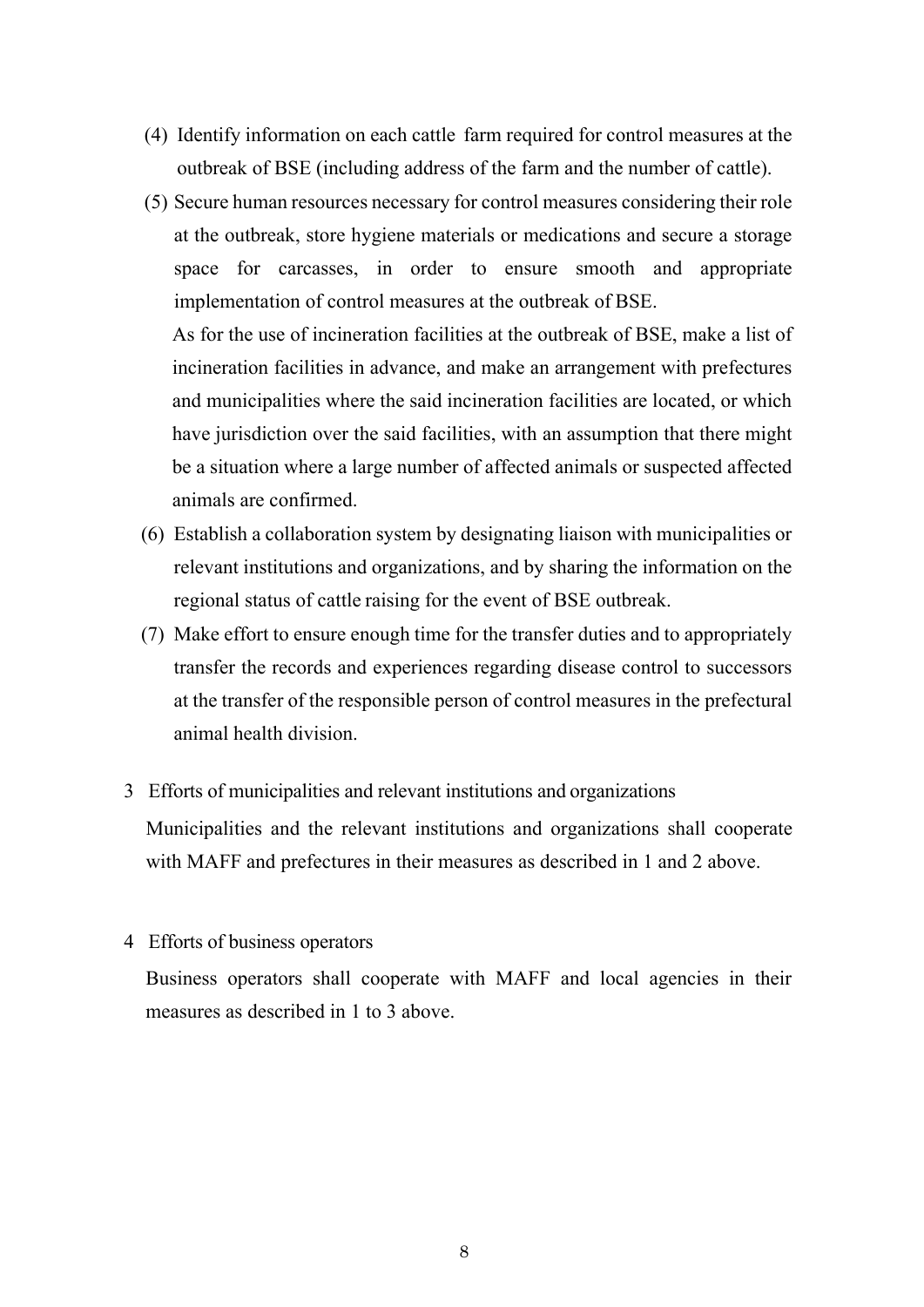(4) Identify information on each cattle farm required for control measures at the outbreak of BSE (including address of the farm and the number of cattle).

(5) Secure human resources necessary for control measures considering their role at the outbreak, store hygiene materials or medications and secure a storage space for carcasses, in order to ensure smooth and appropriate implementation of control measures at the outbreak of BSE.

As for the use of incineration facilities at the outbreak of BSE, make a list of incineration facilities in advance, and make an arrangement with prefectures and municipalities where the said incineration facilities are located, or which have jurisdiction over the said facilities, with an assumption that there might be a situation where a large number of affected animals or suspected affected animals are confirmed.

(6) Establish a collaboration system by designating liaison with municipalities or relevant institutions and organizations, and by sharing the information on the regional status of cattle raising for the event of BSE outbreak.

(7) Make effort to ensure enough time for the transfer duties and to appropriately transfer the records and experiences regarding disease control to successors at the transfer of the responsible person of control measures in the prefectural animal health division.

3 Efforts of municipalities and relevant institutions and organizations

Municipalities and the relevant institutions and organizations shall cooperate with MAFF and prefectures in their measures as described in 1 and 2 above.

4 Efforts of business operators

Business operators shall cooperate with MAFF and local agencies in their measures as described in 1 to 3 above.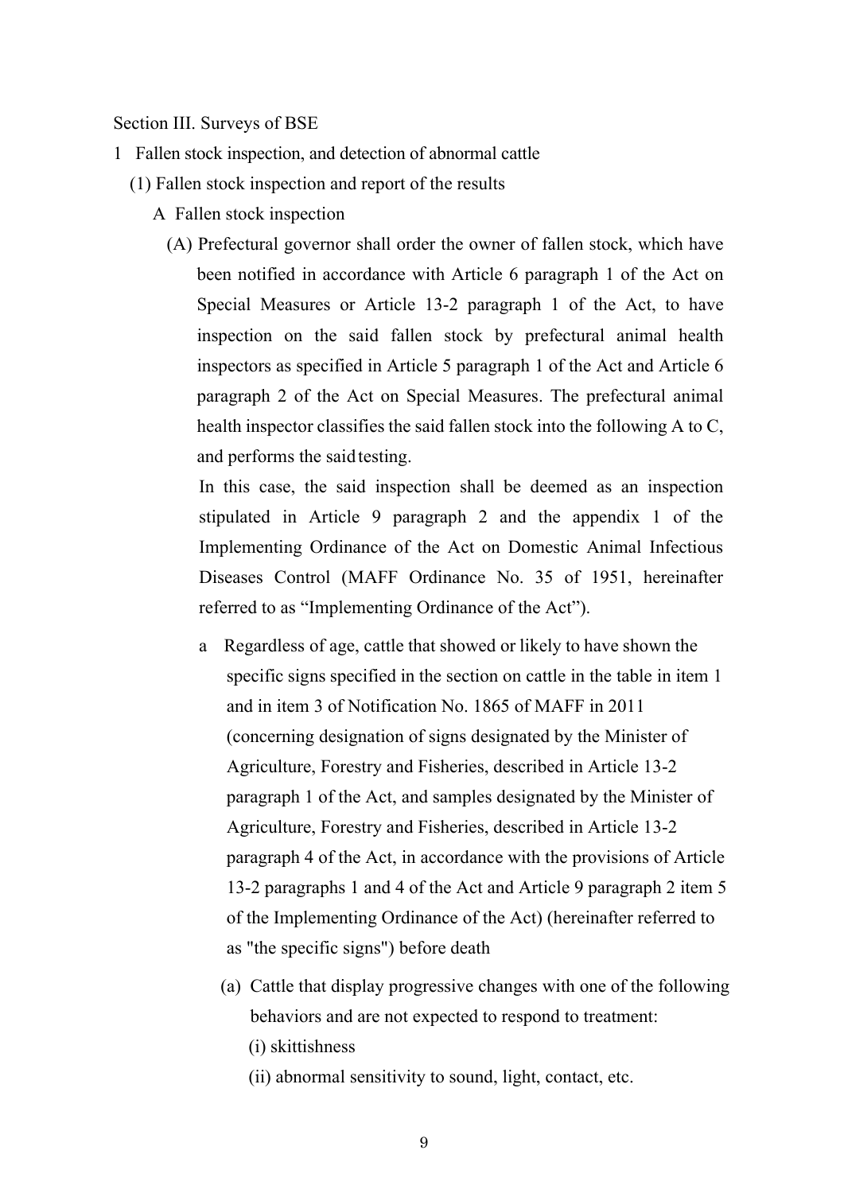Section III. Surveys of BSE

1 Fallen stock inspection, and detection of abnormal cattle

(1) Fallen stock inspection and report of the results

A Fallen stock inspection

(A) Prefectural governor shall order the owner of fallen stock, which have been notified in accordance with Article 6 paragraph 1 of the Act on Special Measures or Article 13-2 paragraph 1 of the Act, to have inspection on the said fallen stock by prefectural animal health inspectors as specified in Article 5 paragraph 1 of the Act and Article 6 paragraph 2 of the Act on Special Measures. The prefectural animal health inspector classifies the said fallen stock into the following A to C, and performs the said testing.

In this case, the said inspection shall be deemed as an inspection stipulated in Article 9 paragraph 2 and the appendix 1 of the Implementing Ordinance of the Act on Domestic Animal Infectious Diseases Control (MAFF Ordinance No. 35 of 1951, hereinafter referred to as "Implementing Ordinance of the Act").

a Regardless of age, cattle that showed or likely to have shown the specific signs specified in the section on cattle in the table in item 1 and in item 3 of Notification No. 1865 of MAFF in 2011 (concerning designation of signs designated by the Minister of Agriculture, Forestry and Fisheries, described in Article 13-2 paragraph 1 of the Act, and samples designated by the Minister of Agriculture, Forestry and Fisheries, described in Article 13-2 paragraph 4 of the Act, in accordance with the provisions of Article 13-2 paragraphs 1 and 4 of the Act and Article 9 paragraph 2 item 5 of the Implementing Ordinance of the Act) (hereinafter referred to as "the specific signs") before death

(a) Cattle that display progressive changes with one of the following behaviors and are not expected to respond to treatment:

(i) skittishness

(ii) abnormal sensitivity to sound, light, contact, etc.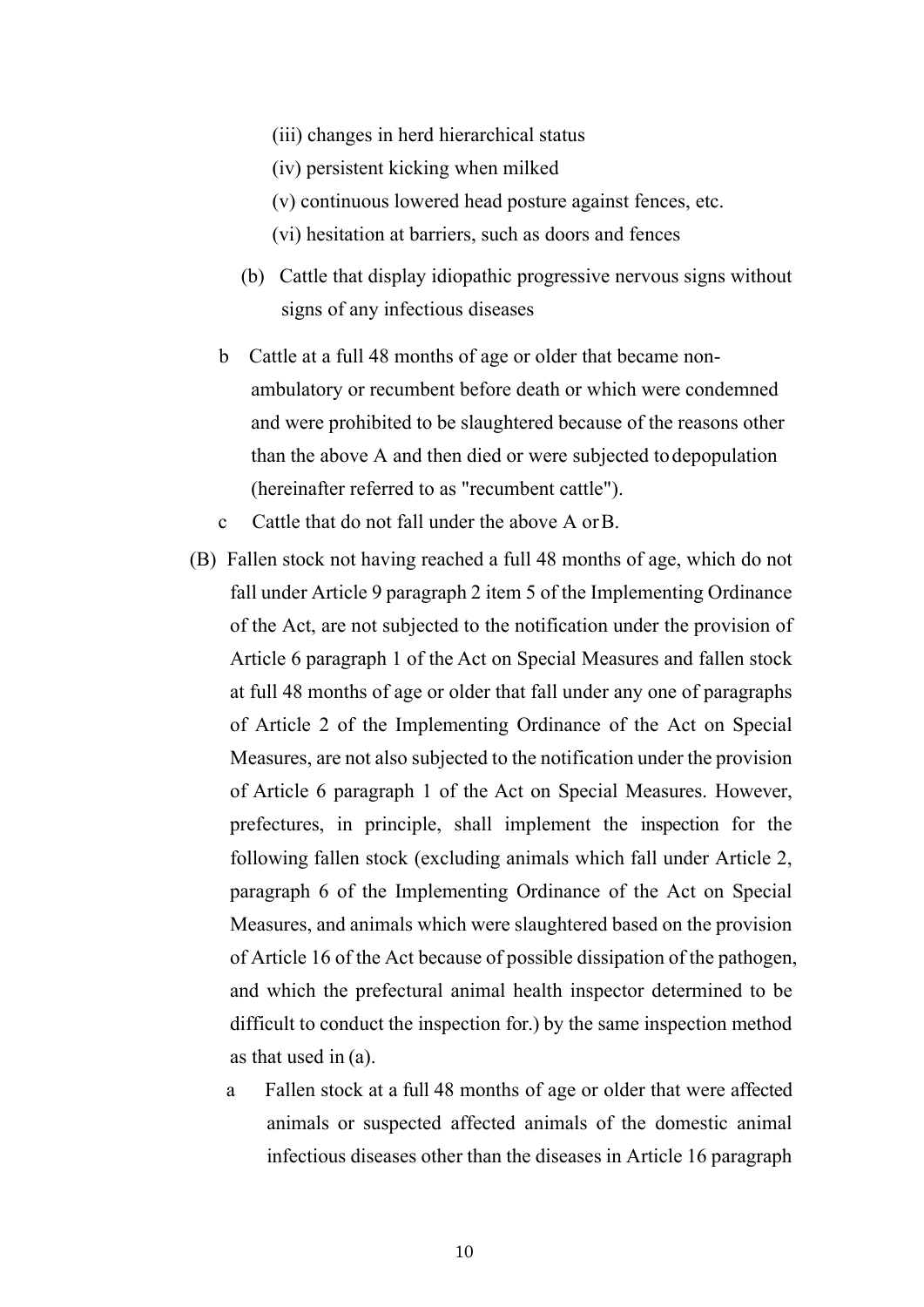(iii) changes in herd hierarchical status

(iv) persistent kicking when milked

(v) continuous lowered head posture against fences, etc.

(vi) hesitation at barriers, such as doors and fences

(b) Cattle that display idiopathic progressive nervous signs without signs of any infectious diseases

b Cattle at a full 48 months of age or older that became non-ambulatory or recumbent before death or which were condemned and were prohibited to be slaughtered because of the reasons other than the above A and then died or were subjected to depopulation (hereinafter referred to as "recumbent cattle").

c Cattle that do not fall under the above A or B.

(B) Fallen stock not having reached a full 48 months of age, which do not fall under Article 9 paragraph 2 item 5 of the Implementing Ordinance of the Act, are not subjected to the notification under the provision of Article 6 paragraph 1 of the Act on Special Measures and fallen stock at full 48 months of age or older that fall under any one of paragraphs of Article 2 of the Implementing Ordinance of the Act on Special Measures, are not also subjected to the notification under the provision of Article 6 paragraph 1 of the Act on Special Measures. However, prefectures, in principle, shall implement the inspection for the following fallen stock (excluding animals which fall under Article 2, paragraph 6 of the Implementing Ordinance of the Act on Special Measures, and animals which were slaughtered based on the provision of Article 16 of the Act because of possible dissipation of the pathogen, and which the prefectural animal health inspector determined to be difficult to conduct the inspection for.) by the same inspection method as that used in (a).

a Fallen stock at a full 48 months of age or older that were affected animals or suspected affected animals of the domestic animal infectious diseases other than the diseases in Article 16 paragraph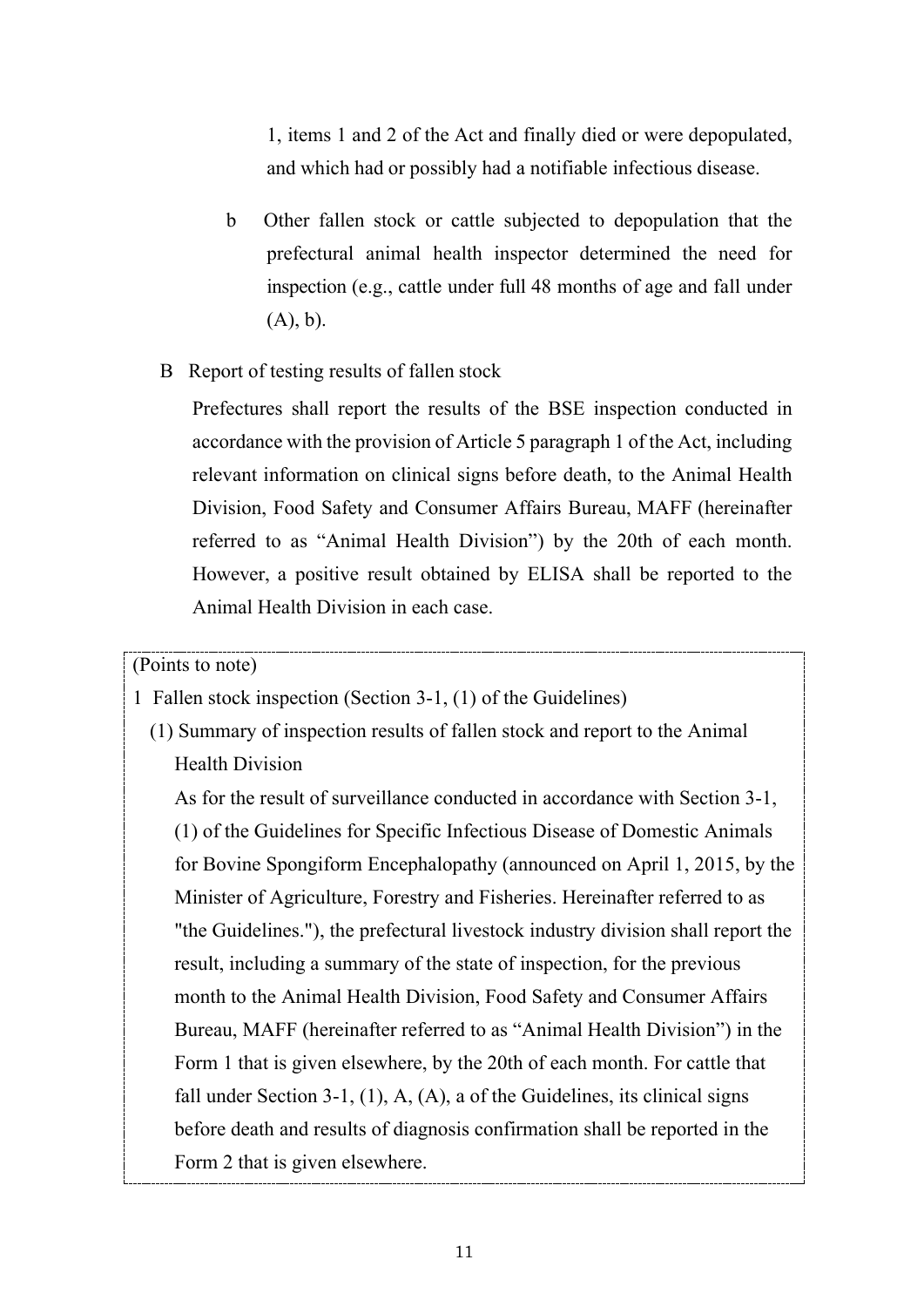1, items 1 and 2 of the Act and finally died or were depopulated, and which had or possibly had a notifiable infectious disease.

b Other fallen stock or cattle subjected to depopulation that the prefectural animal health inspector determined the need for inspection (e.g., cattle under full 48 months of age and fall under (A), b).

B Report of testing results of fallen stock

Prefectures shall report the results of the BSE inspection conducted in accordance with the provision of Article 5 paragraph 1 of the Act, including relevant information on clinical signs before death, to the Animal Health Division, Food Safety and Consumer Affairs Bureau, MAFF (hereinafter referred to as "Animal Health Division") by the 20th of each month. However, a positive result obtained by ELISA shall be reported to the Animal Health Division in each case.

(Points to note)

1 Fallen stock inspection (Section 3-1, (1) of the Guidelines)

(1) Summary of inspection results of fallen stock and report to the Animal Health Division

As for the result of surveillance conducted in accordance with Section 3-1, (1) of the Guidelines for Specific Infectious Disease of Domestic Animals for Bovine Spongiform Encephalopathy (announced on April 1, 2015, by the Minister of Agriculture, Forestry and Fisheries. Hereinafter referred to as "the Guidelines."), the prefectural livestock industry division shall report the result, including a summary of the state of inspection, for the previous month to the Animal Health Division, Food Safety and Consumer Affairs Bureau, MAFF (hereinafter referred to as "Animal Health Division") in the Form 1 that is given elsewhere, by the 20th of each month. For cattle that fall under Section 3-1, (1), A, (A), a of the Guidelines, its clinical signs before death and results of diagnosis confirmation shall be reported in the Form 2 that is given elsewhere.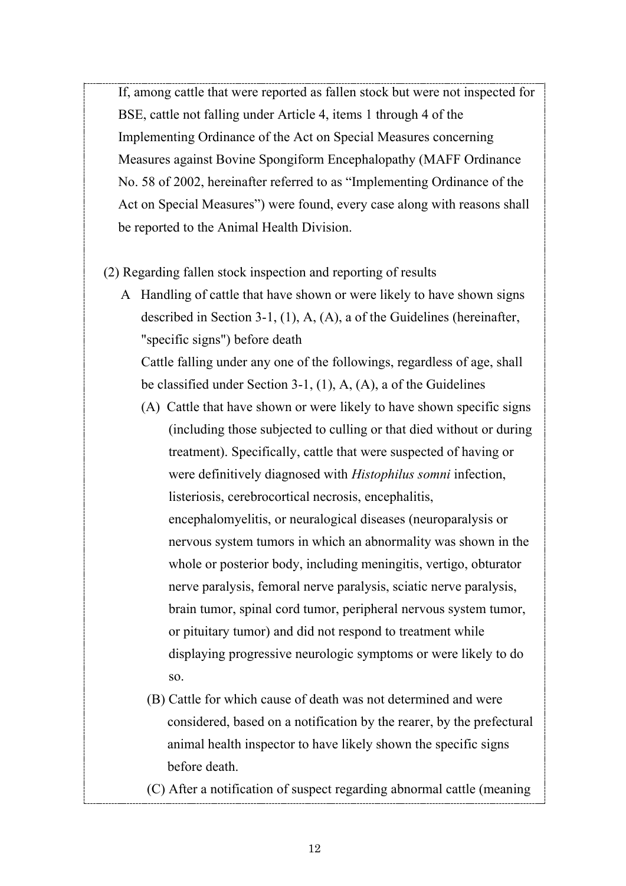If, among cattle that were reported as fallen stock but were not inspected for BSE, cattle not falling under Article 4, items 1 through 4 of the Implementing Ordinance of the Act on Special Measures concerning Measures against Bovine Spongiform Encephalopathy (MAFF Ordinance No. 58 of 2002, hereinafter referred to as "Implementing Ordinance of the Act on Special Measures") were found, every case along with reasons shall be reported to the Animal Health Division.

(2) Regarding fallen stock inspection and reporting of results

A Handling of cattle that have shown or were likely to have shown signs described in Section 3-1, (1), A, (A), a of the Guidelines (hereinafter, "specific signs") before death

Cattle falling under any one of the followings, regardless of age, shall be classified under Section 3-1, (1), A, (A), a of the Guidelines

(A) Cattle that have shown or were likely to have shown specific signs (including those subjected to culling or that died without or during treatment). Specifically, cattle that were suspected of having or were definitively diagnosed with *Histophilus somni* infection, listeriosis, cerebrocortical necrosis, encephalitis, encephalomyelitis, or neuralogical diseases (neuroparalysis or nervous system tumors in which an abnormality was shown in the whole or posterior body, including meningitis, vertigo, obturator nerve paralysis, femoral nerve paralysis, sciatic nerve paralysis, brain tumor, spinal cord tumor, peripheral nervous system tumor, or pituitary tumor) and did not respond to treatment while displaying progressive neurologic symptoms or were likely to do so.

(B) Cattle for which cause of death was not determined and were considered, based on a notification by the rearer, by the prefectural animal health inspector to have likely shown the specific signs before death.

(C) After a notification of suspect regarding abnormal cattle (meaning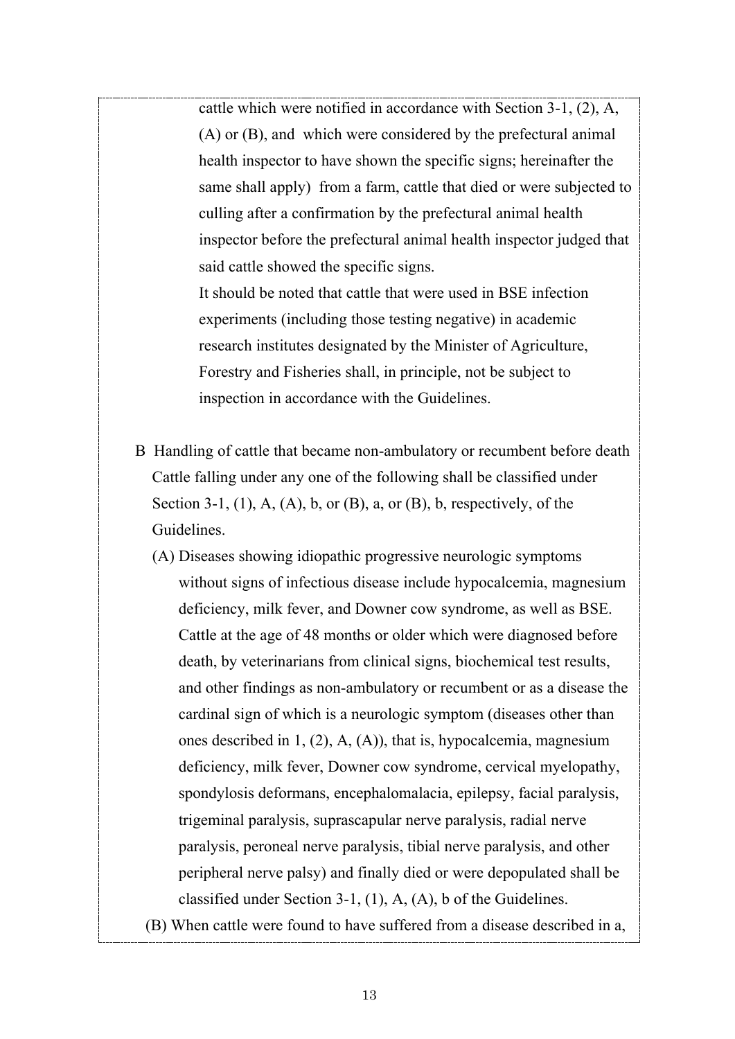cattle which were notified in accordance with Section 3-1, (2), A, (A) or (B), and which were considered by the prefectural animal health inspector to have shown the specific signs; hereinafter the same shall apply) from a farm, cattle that died or were subjected to culling after a confirmation by the prefectural animal health inspector before the prefectural animal health inspector judged that said cattle showed the specific signs.

It should be noted that cattle that were used in BSE infection experiments (including those testing negative) in academic research institutes designated by the Minister of Agriculture, Forestry and Fisheries shall, in principle, not be subject to inspection in accordance with the Guidelines.

B Handling of cattle that became non-ambulatory or recumbent before death

Cattle falling under any one of the following shall be classified under Section 3-1, (1), A, (A), b, or (B), a, or (B), b, respectively, of the Guidelines.

(A) Diseases showing idiopathic progressive neurologic symptoms without signs of infectious disease include hypocalcemia, magnesium deficiency, milk fever, and Downer cow syndrome, as well as BSE. Cattle at the age of 48 months or older which were diagnosed before death, by veterinarians from clinical signs, biochemical test results, and other findings as non-ambulatory or recumbent or as a disease the cardinal sign of which is a neurologic symptom (diseases other than ones described in 1, (2), A, (A)), that is, hypocalcemia, magnesium deficiency, milk fever, Downer cow syndrome, cervical myelopathy, spondylosis deformans, encephalomalacia, epilepsy, facial paralysis, trigeminal paralysis, suprascapular nerve paralysis, radial nerve paralysis, peroneal nerve paralysis, tibial nerve paralysis, and other peripheral nerve palsy) and finally died or were depopulated shall be classified under Section 3-1, (1), A, (A), b of the Guidelines.

(B) When cattle were found to have suffered from a disease described in a,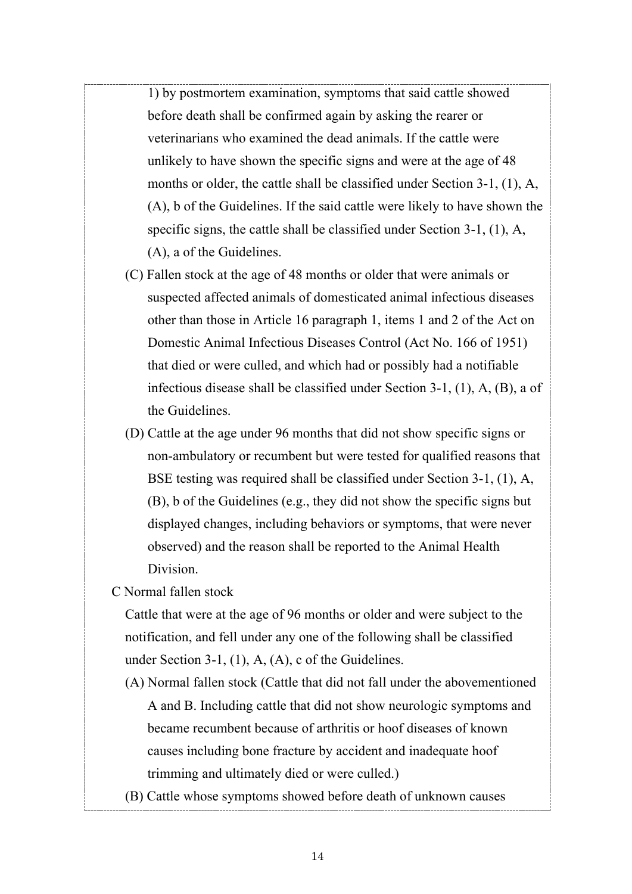1) by postmortem examination, symptoms that said cattle showed before death shall be confirmed again by asking the rearer or veterinarians who examined the dead animals. If the cattle were unlikely to have shown the specific signs and were at the age of 48 months or older, the cattle shall be classified under Section 3-1, (1), A, (A), b of the Guidelines. If the said cattle were likely to have shown the specific signs, the cattle shall be classified under Section 3-1, (1), A, (A), a of the Guidelines.

(C) Fallen stock at the age of 48 months or older that were animals or suspected affected animals of domesticated animal infectious diseases other than those in Article 16 paragraph 1, items 1 and 2 of the Act on Domestic Animal Infectious Diseases Control (Act No. 166 of 1951) that died or were culled, and which had or possibly had a notifiable infectious disease shall be classified under Section 3-1, (1), A, (B), a of the Guidelines.

(D) Cattle at the age under 96 months that did not show specific signs or non-ambulatory or recumbent but were tested for qualified reasons that BSE testing was required shall be classified under Section 3-1, (1), A, (B), b of the Guidelines (e.g., they did not show the specific signs but displayed changes, including behaviors or symptoms, that were never observed) and the reason shall be reported to the Animal Health Division.

C Normal fallen stock

Cattle that were at the age of 96 months or older and were subject to the notification, and fell under any one of the following shall be classified under Section 3-1, (1), A, (A), c of the Guidelines.

(A) Normal fallen stock (Cattle that did not fall under the abovementioned A and B. Including cattle that did not show neurologic symptoms and became recumbent because of arthritis or hoof diseases of known causes including bone fracture by accident and inadequate hoof trimming and ultimately died or were culled.)

(B) Cattle whose symptoms showed before death of unknown causes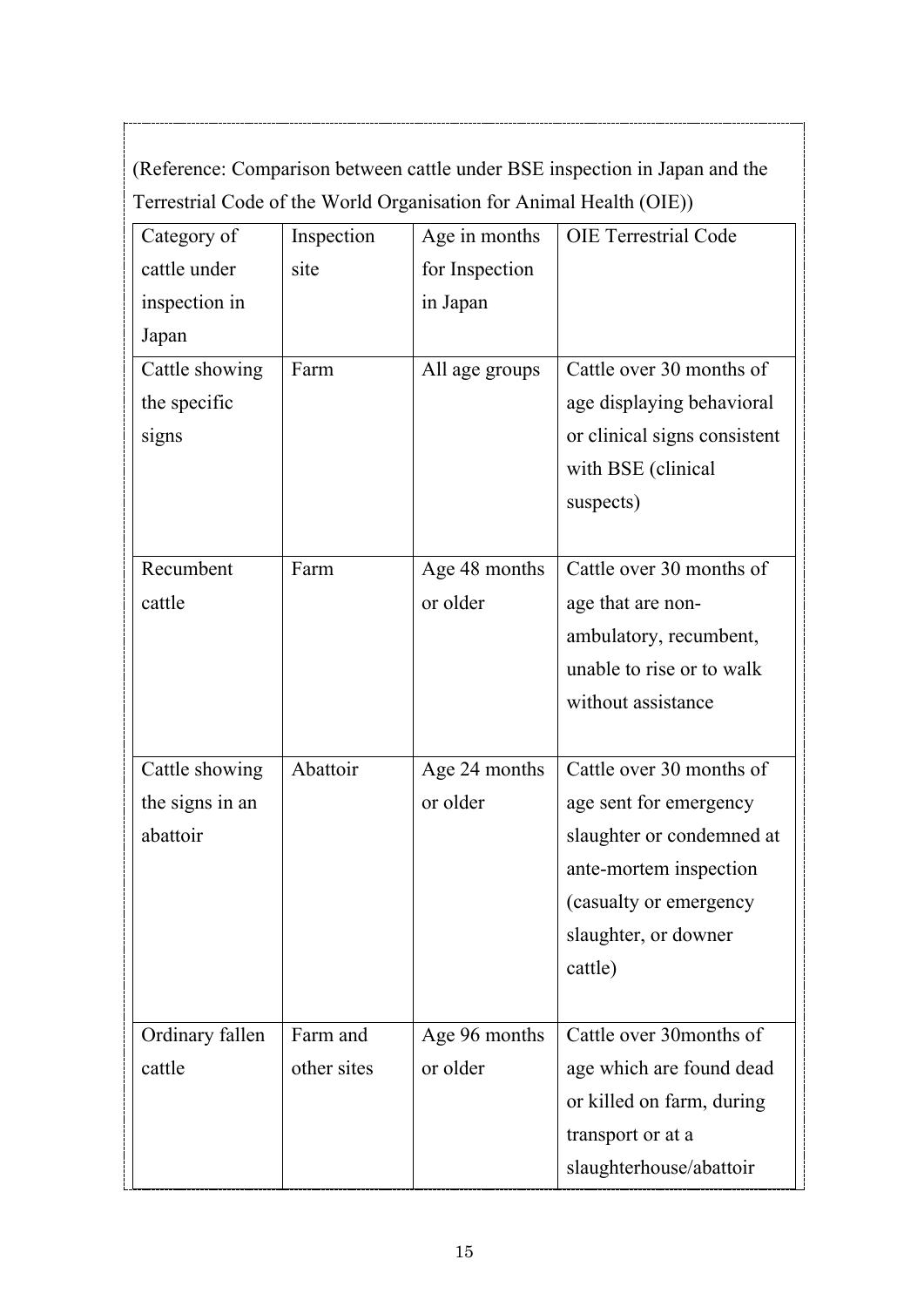(Reference: Comparison between cattle under BSE inspection in Japan and the Terrestrial Code of the World Organisation for Animal Health (OIE))

| Category of cattle under inspection in Japan | Inspection site | Age in months for Inspection in Japan | OIE Terrestrial Code |
|---|---|---|---|
| Cattle showing the specific signs | Farm | All age groups | Cattle over 30 months of age displaying behavioral or clinical signs consistent with BSE (clinical suspects) |
| Recumbent cattle | Farm | Age 48 months or older | Cattle over 30 months of age that are non-ambulatory, recumbent, unable to rise or to walk without assistance |
| Cattle showing the signs in an abattoir | Abattoir | Age 24 months or older | Cattle over 30 months of age sent for emergency slaughter or condemned at ante-mortem inspection (casualty or emergency slaughter, or downer cattle) |
| Ordinary fallen cattle | Farm and other sites | Age 96 months or older | Cattle over 30months of age which are found dead or killed on farm, during transport or at a slaughterhouse/abattoir |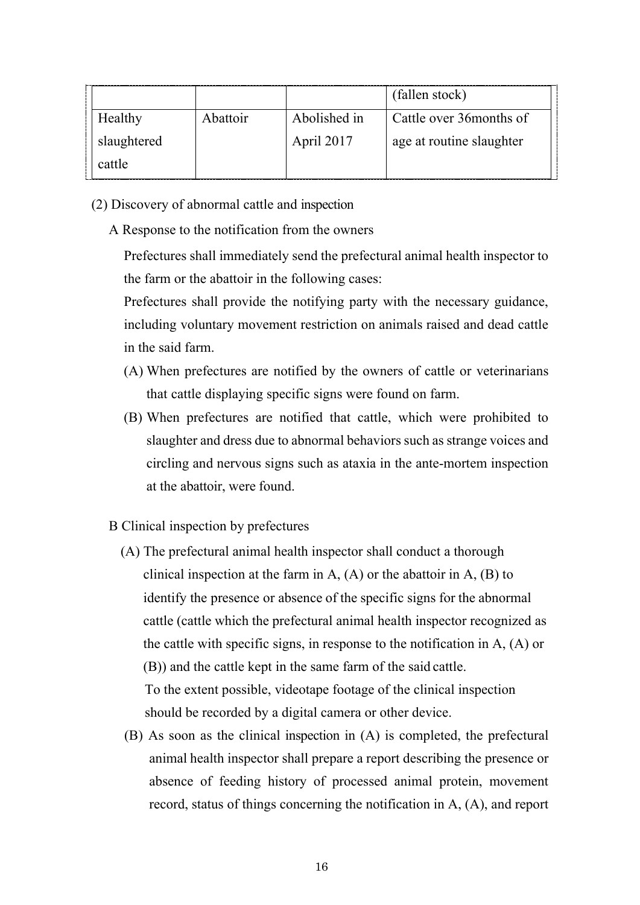| | | | (fallen stock) |
|---|---|---|---|
| Healthy slaughtered cattle | Abattoir | Abolished in April 2017 | Cattle over 36months of age at routine slaughter |

(2) Discovery of abnormal cattle and inspection

A Response to the notification from the owners

Prefectures shall immediately send the prefectural animal health inspector to the farm or the abattoir in the following cases:

Prefectures shall provide the notifying party with the necessary guidance, including voluntary movement restriction on animals raised and dead cattle in the said farm.

(A) When prefectures are notified by the owners of cattle or veterinarians that cattle displaying specific signs were found on farm.

(B) When prefectures are notified that cattle, which were prohibited to slaughter and dress due to abnormal behaviors such as strange voices and circling and nervous signs such as ataxia in the ante-mortem inspection at the abattoir, were found.

B Clinical inspection by prefectures

(A) The prefectural animal health inspector shall conduct a thorough clinical inspection at the farm in A, (A) or the abattoir in A, (B) to identify the presence or absence of the specific signs for the abnormal cattle (cattle which the prefectural animal health inspector recognized as the cattle with specific signs, in response to the notification in A, (A) or (B)) and the cattle kept in the same farm of the said cattle.

To the extent possible, videotape footage of the clinical inspection should be recorded by a digital camera or other device.

(B) As soon as the clinical inspection in (A) is completed, the prefectural animal health inspector shall prepare a report describing the presence or absence of feeding history of processed animal protein, movement record, status of things concerning the notification in A, (A), and report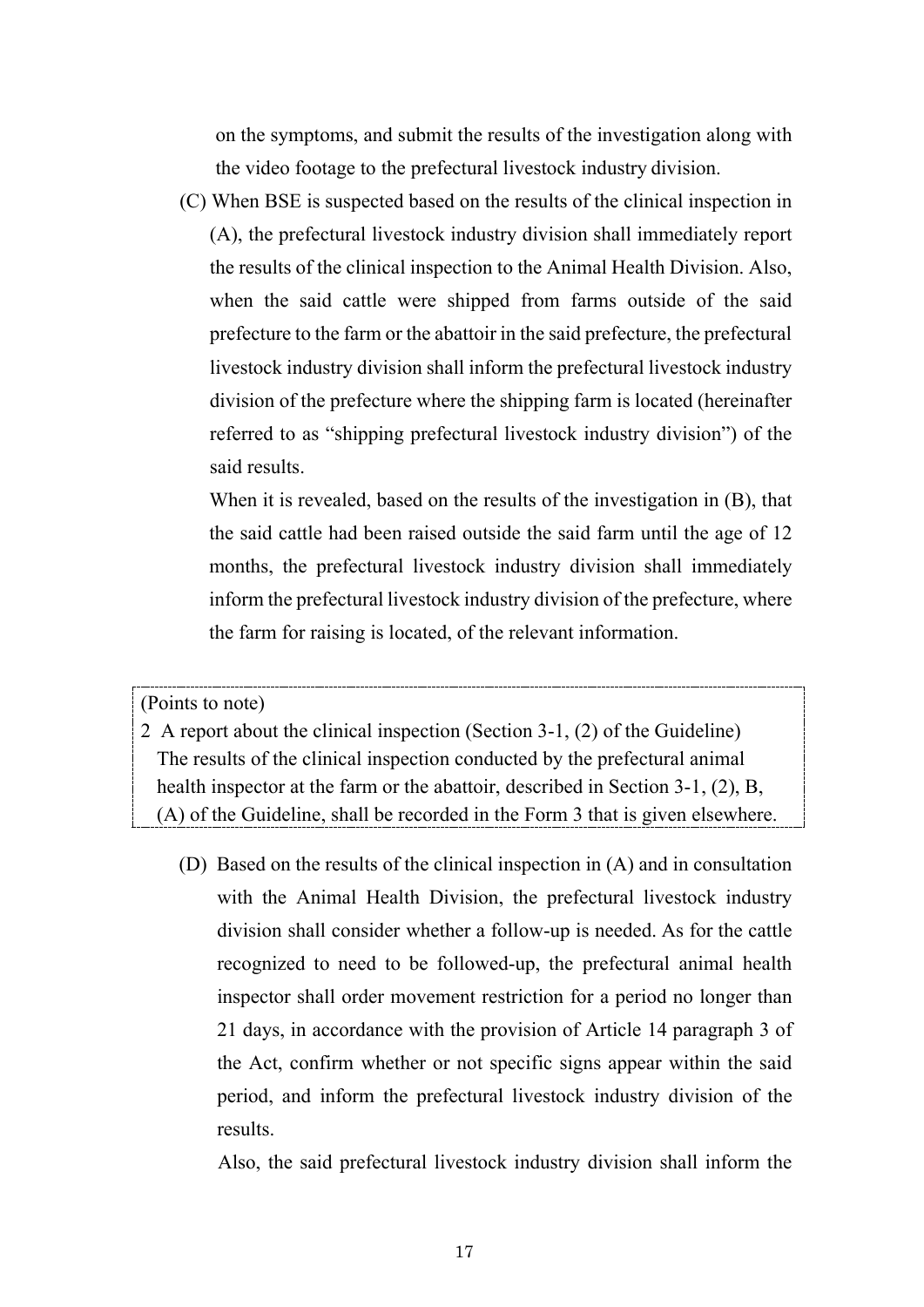on the symptoms, and submit the results of the investigation along with the video footage to the prefectural livestock industry division.

(C) When BSE is suspected based on the results of the clinical inspection in (A), the prefectural livestock industry division shall immediately report the results of the clinical inspection to the Animal Health Division. Also, when the said cattle were shipped from farms outside of the said prefecture to the farm or the abattoir in the said prefecture, the prefectural livestock industry division shall inform the prefectural livestock industry division of the prefecture where the shipping farm is located (hereinafter referred to as "shipping prefectural livestock industry division") of the said results.

When it is revealed, based on the results of the investigation in (B), that the said cattle had been raised outside the said farm until the age of 12 months, the prefectural livestock industry division shall immediately inform the prefectural livestock industry division of the prefecture, where the farm for raising is located, of the relevant information.

> (Points to note)
>
> 2 A report about the clinical inspection (Section 3-1, (2) of the Guideline)
> The results of the clinical inspection conducted by the prefectural animal health inspector at the farm or the abattoir, described in Section 3-1, (2), B, (A) of the Guideline, shall be recorded in the Form 3 that is given elsewhere.

(D) Based on the results of the clinical inspection in (A) and in consultation with the Animal Health Division, the prefectural livestock industry division shall consider whether a follow-up is needed. As for the cattle recognized to need to be followed-up, the prefectural animal health inspector shall order movement restriction for a period no longer than 21 days, in accordance with the provision of Article 14 paragraph 3 of the Act, confirm whether or not specific signs appear within the said period, and inform the prefectural livestock industry division of the results.

Also, the said prefectural livestock industry division shall inform the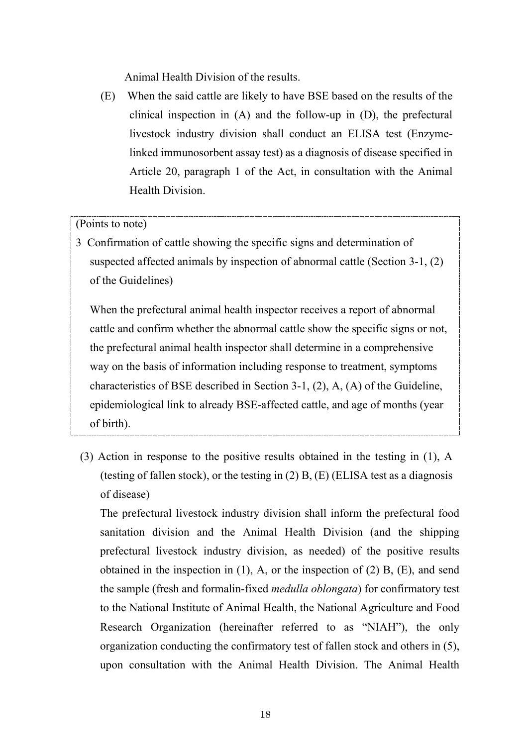Animal Health Division of the results.

(E) When the said cattle are likely to have BSE based on the results of the clinical inspection in (A) and the follow-up in (D), the prefectural livestock industry division shall conduct an ELISA test (Enzyme-linked immunosorbent assay test) as a diagnosis of disease specified in Article 20, paragraph 1 of the Act, in consultation with the Animal Health Division.

> (Points to note)
>
> 3 Confirmation of cattle showing the specific signs and determination of suspected affected animals by inspection of abnormal cattle (Section 3-1, (2) of the Guidelines)
>
> When the prefectural animal health inspector receives a report of abnormal cattle and confirm whether the abnormal cattle show the specific signs or not, the prefectural animal health inspector shall determine in a comprehensive way on the basis of information including response to treatment, symptoms characteristics of BSE described in Section 3-1, (2), A, (A) of the Guideline, epidemiological link to already BSE-affected cattle, and age of months (year of birth).

(3) Action in response to the positive results obtained in the testing in (1), A (testing of fallen stock), or the testing in (2) B, (E) (ELISA test as a diagnosis of disease)

The prefectural livestock industry division shall inform the prefectural food sanitation division and the Animal Health Division (and the shipping prefectural livestock industry division, as needed) of the positive results obtained in the inspection in (1), A, or the inspection of (2) B, (E), and send the sample (fresh and formalin-fixed *medulla oblongata*) for confirmatory test to the National Institute of Animal Health, the National Agriculture and Food Research Organization (hereinafter referred to as "NIAH"), the only organization conducting the confirmatory test of fallen stock and others in (5), upon consultation with the Animal Health Division. The Animal Health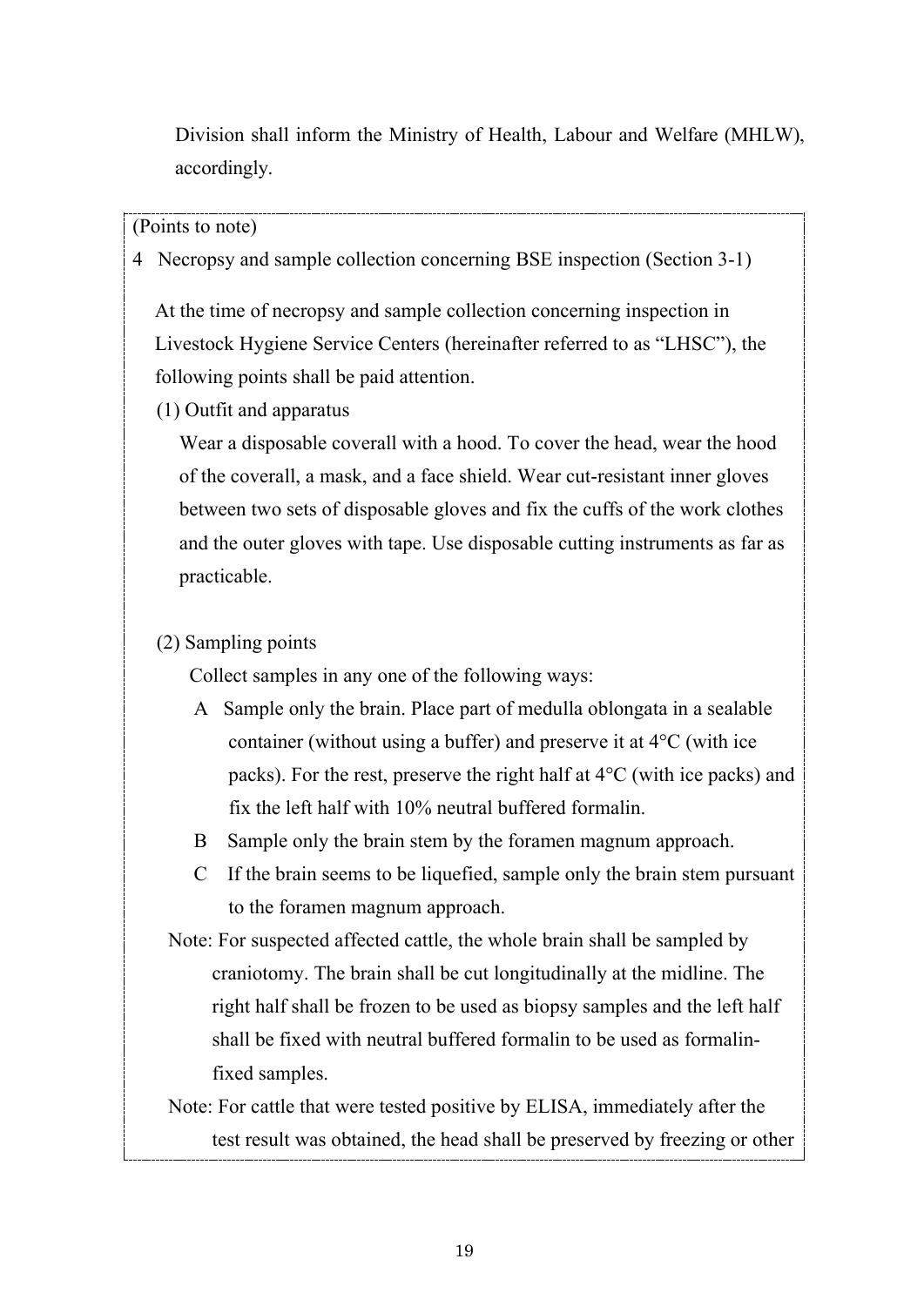Division shall inform the Ministry of Health, Labour and Welfare (MHLW), accordingly.

(Points to note)

4 Necropsy and sample collection concerning BSE inspection (Section 3-1)

At the time of necropsy and sample collection concerning inspection in Livestock Hygiene Service Centers (hereinafter referred to as "LHSC"), the following points shall be paid attention.

(1) Outfit and apparatus

Wear a disposable coverall with a hood. To cover the head, wear the hood of the coverall, a mask, and a face shield. Wear cut-resistant inner gloves between two sets of disposable gloves and fix the cuffs of the work clothes and the outer gloves with tape. Use disposable cutting instruments as far as practicable.

(2) Sampling points

Collect samples in any one of the following ways:

A Sample only the brain. Place part of medulla oblongata in a sealable container (without using a buffer) and preserve it at 4°C (with ice packs). For the rest, preserve the right half at 4°C (with ice packs) and fix the left half with 10% neutral buffered formalin.

B Sample only the brain stem by the foramen magnum approach.

C If the brain seems to be liquefied, sample only the brain stem pursuant to the foramen magnum approach.

Note: For suspected affected cattle, the whole brain shall be sampled by craniotomy. The brain shall be cut longitudinally at the midline. The right half shall be frozen to be used as biopsy samples and the left half shall be fixed with neutral buffered formalin to be used as formalin-fixed samples.

Note: For cattle that were tested positive by ELISA, immediately after the test result was obtained, the head shall be preserved by freezing or other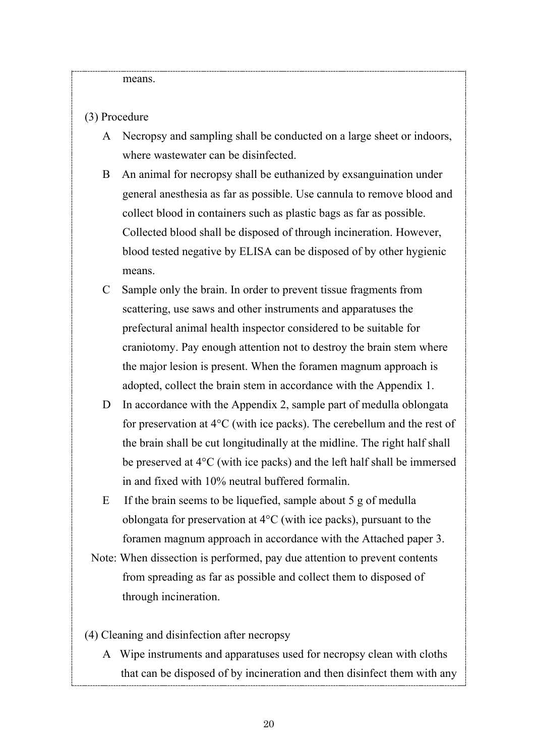means.

(3) Procedure

A Necropsy and sampling shall be conducted on a large sheet or indoors, where wastewater can be disinfected.

B An animal for necropsy shall be euthanized by exsanguination under general anesthesia as far as possible. Use cannula to remove blood and collect blood in containers such as plastic bags as far as possible. Collected blood shall be disposed of through incineration. However, blood tested negative by ELISA can be disposed of by other hygienic means.

C Sample only the brain. In order to prevent tissue fragments from scattering, use saws and other instruments and apparatuses the prefectural animal health inspector considered to be suitable for craniotomy. Pay enough attention not to destroy the brain stem where the major lesion is present. When the foramen magnum approach is adopted, collect the brain stem in accordance with the Appendix 1.

D In accordance with the Appendix 2, sample part of medulla oblongata for preservation at 4°C (with ice packs). The cerebellum and the rest of the brain shall be cut longitudinally at the midline. The right half shall be preserved at 4°C (with ice packs) and the left half shall be immersed in and fixed with 10% neutral buffered formalin.

E If the brain seems to be liquefied, sample about 5 g of medulla oblongata for preservation at 4°C (with ice packs), pursuant to the foramen magnum approach in accordance with the Attached paper 3.

Note: When dissection is performed, pay due attention to prevent contents from spreading as far as possible and collect them to disposed of through incineration.

(4) Cleaning and disinfection after necropsy

A Wipe instruments and apparatuses used for necropsy clean with cloths that can be disposed of by incineration and then disinfect them with any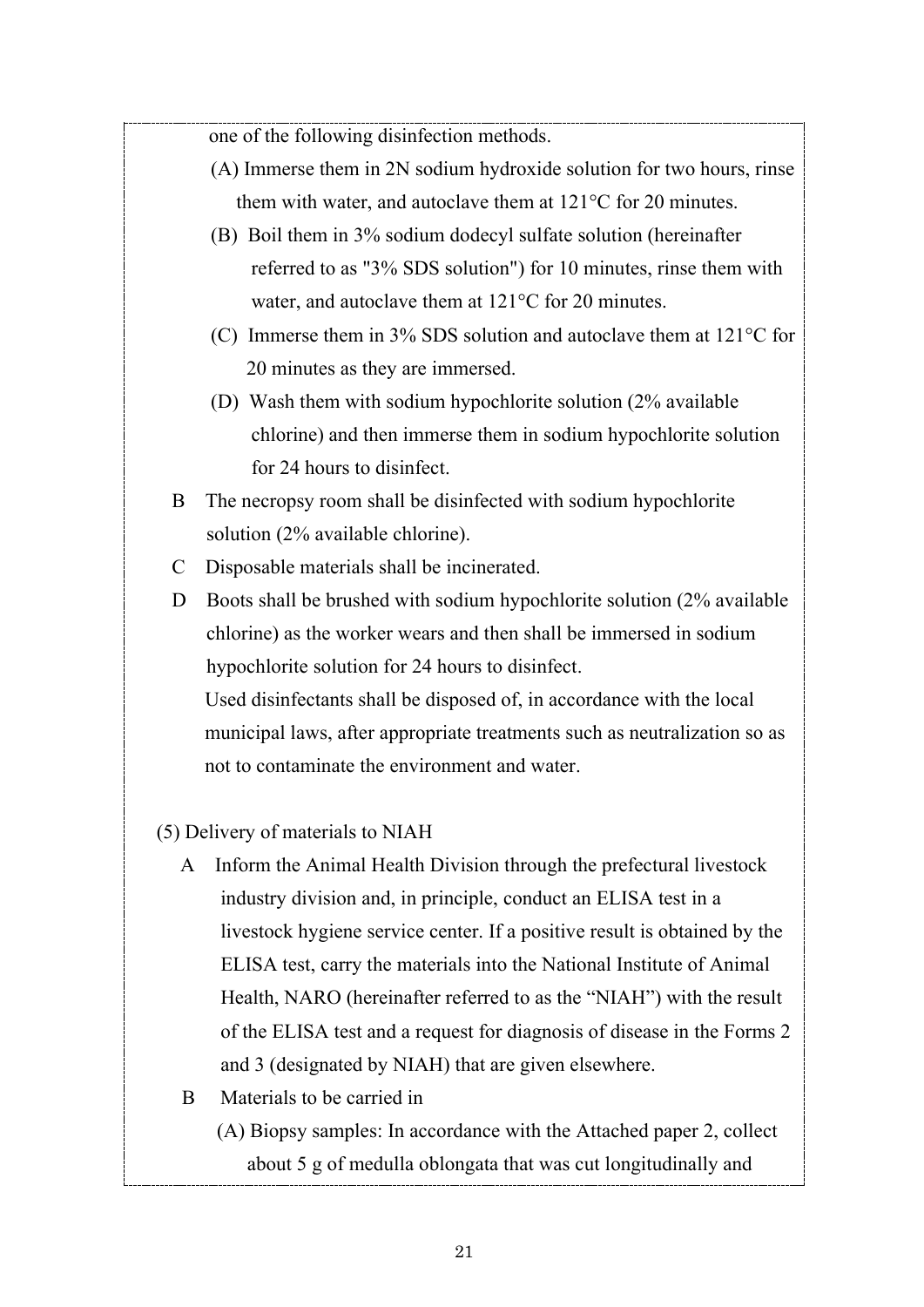one of the following disinfection methods.

(A) Immerse them in 2N sodium hydroxide solution for two hours, rinse them with water, and autoclave them at 121°C for 20 minutes.

(B) Boil them in 3% sodium dodecyl sulfate solution (hereinafter referred to as "3% SDS solution") for 10 minutes, rinse them with water, and autoclave them at 121°C for 20 minutes.

(C) Immerse them in 3% SDS solution and autoclave them at 121°C for 20 minutes as they are immersed.

(D) Wash them with sodium hypochlorite solution (2% available chlorine) and then immerse them in sodium hypochlorite solution for 24 hours to disinfect.

B The necropsy room shall be disinfected with sodium hypochlorite solution (2% available chlorine).

C Disposable materials shall be incinerated.

D Boots shall be brushed with sodium hypochlorite solution (2% available chlorine) as the worker wears and then shall be immersed in sodium hypochlorite solution for 24 hours to disinfect.

Used disinfectants shall be disposed of, in accordance with the local municipal laws, after appropriate treatments such as neutralization so as not to contaminate the environment and water.

(5) Delivery of materials to NIAH

A Inform the Animal Health Division through the prefectural livestock industry division and, in principle, conduct an ELISA test in a livestock hygiene service center. If a positive result is obtained by the ELISA test, carry the materials into the National Institute of Animal Health, NARO (hereinafter referred to as the "NIAH") with the result of the ELISA test and a request for diagnosis of disease in the Forms 2 and 3 (designated by NIAH) that are given elsewhere.

B Materials to be carried in

(A) Biopsy samples: In accordance with the Attached paper 2, collect about 5 g of medulla oblongata that was cut longitudinally and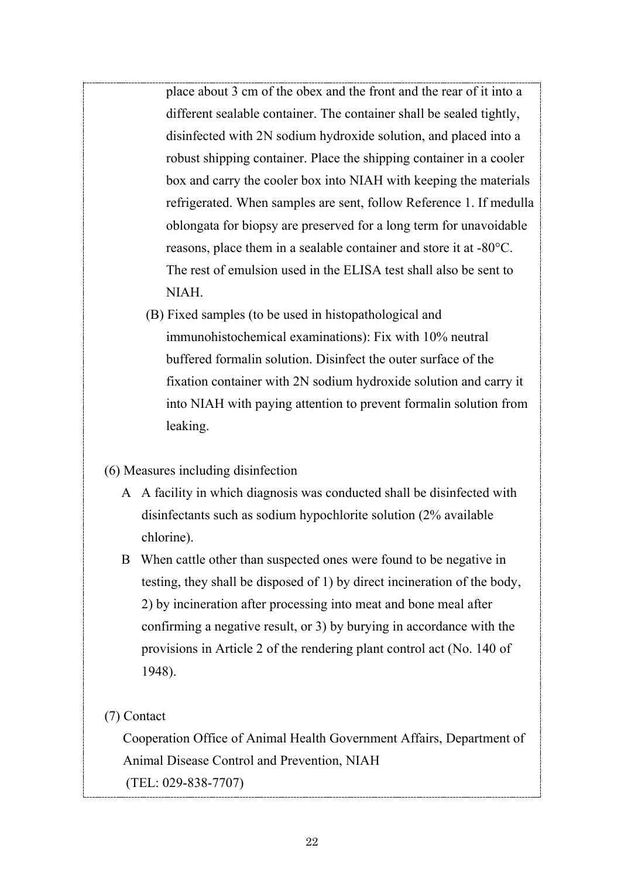place about 3 cm of the obex and the front and the rear of it into a different sealable container. The container shall be sealed tightly, disinfected with 2N sodium hydroxide solution, and placed into a robust shipping container. Place the shipping container in a cooler box and carry the cooler box into NIAH with keeping the materials refrigerated. When samples are sent, follow Reference 1. If medulla oblongata for biopsy are preserved for a long term for unavoidable reasons, place them in a sealable container and store it at -80°C. The rest of emulsion used in the ELISA test shall also be sent to NIAH.

(B) Fixed samples (to be used in histopathological and immunohistochemical examinations): Fix with 10% neutral buffered formalin solution. Disinfect the outer surface of the fixation container with 2N sodium hydroxide solution and carry it into NIAH with paying attention to prevent formalin solution from leaking.

(6) Measures including disinfection

A A facility in which diagnosis was conducted shall be disinfected with disinfectants such as sodium hypochlorite solution (2% available chlorine).

B When cattle other than suspected ones were found to be negative in testing, they shall be disposed of 1) by direct incineration of the body, 2) by incineration after processing into meat and bone meal after confirming a negative result, or 3) by burying in accordance with the provisions in Article 2 of the rendering plant control act (No. 140 of 1948).

(7) Contact

Cooperation Office of Animal Health Government Affairs, Department of Animal Disease Control and Prevention, NIAH

(TEL: 029-838-7707)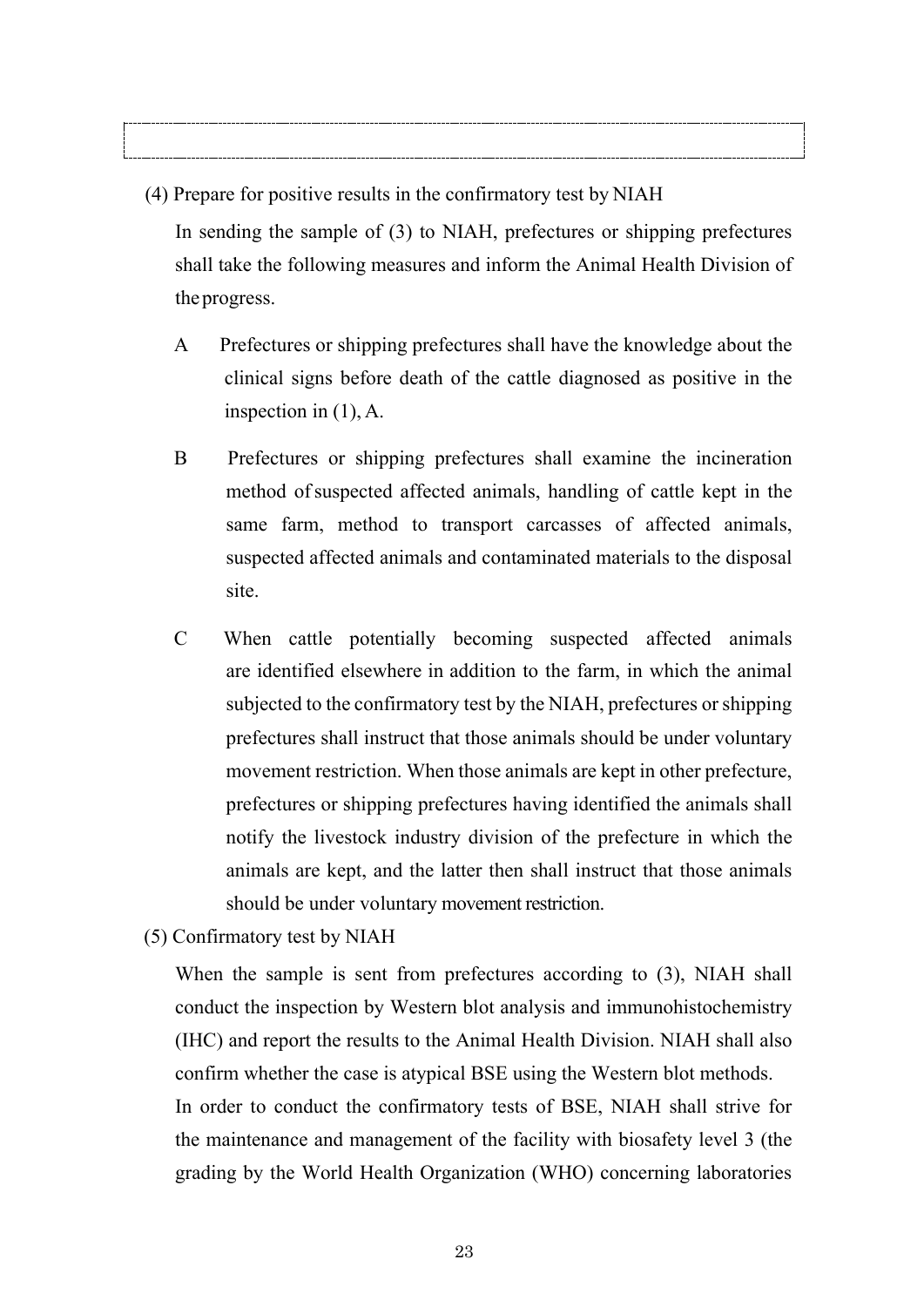(4) Prepare for positive results in the confirmatory test by NIAH

In sending the sample of (3) to NIAH, prefectures or shipping prefectures shall take the following measures and inform the Animal Health Division of the progress.

A Prefectures or shipping prefectures shall have the knowledge about the clinical signs before death of the cattle diagnosed as positive in the inspection in (1), A.

B Prefectures or shipping prefectures shall examine the incineration method of suspected affected animals, handling of cattle kept in the same farm, method to transport carcasses of affected animals, suspected affected animals and contaminated materials to the disposal site.

C When cattle potentially becoming suspected affected animals are identified elsewhere in addition to the farm, in which the animal subjected to the confirmatory test by the NIAH, prefectures or shipping prefectures shall instruct that those animals should be under voluntary movement restriction. When those animals are kept in other prefecture, prefectures or shipping prefectures having identified the animals shall notify the livestock industry division of the prefecture in which the animals are kept, and the latter then shall instruct that those animals should be under voluntary movement restriction.

(5) Confirmatory test by NIAH

When the sample is sent from prefectures according to (3), NIAH shall conduct the inspection by Western blot analysis and immunohistochemistry (IHC) and report the results to the Animal Health Division. NIAH shall also confirm whether the case is atypical BSE using the Western blot methods.

In order to conduct the confirmatory tests of BSE, NIAH shall strive for the maintenance and management of the facility with biosafety level 3 (the grading by the World Health Organization (WHO) concerning laboratories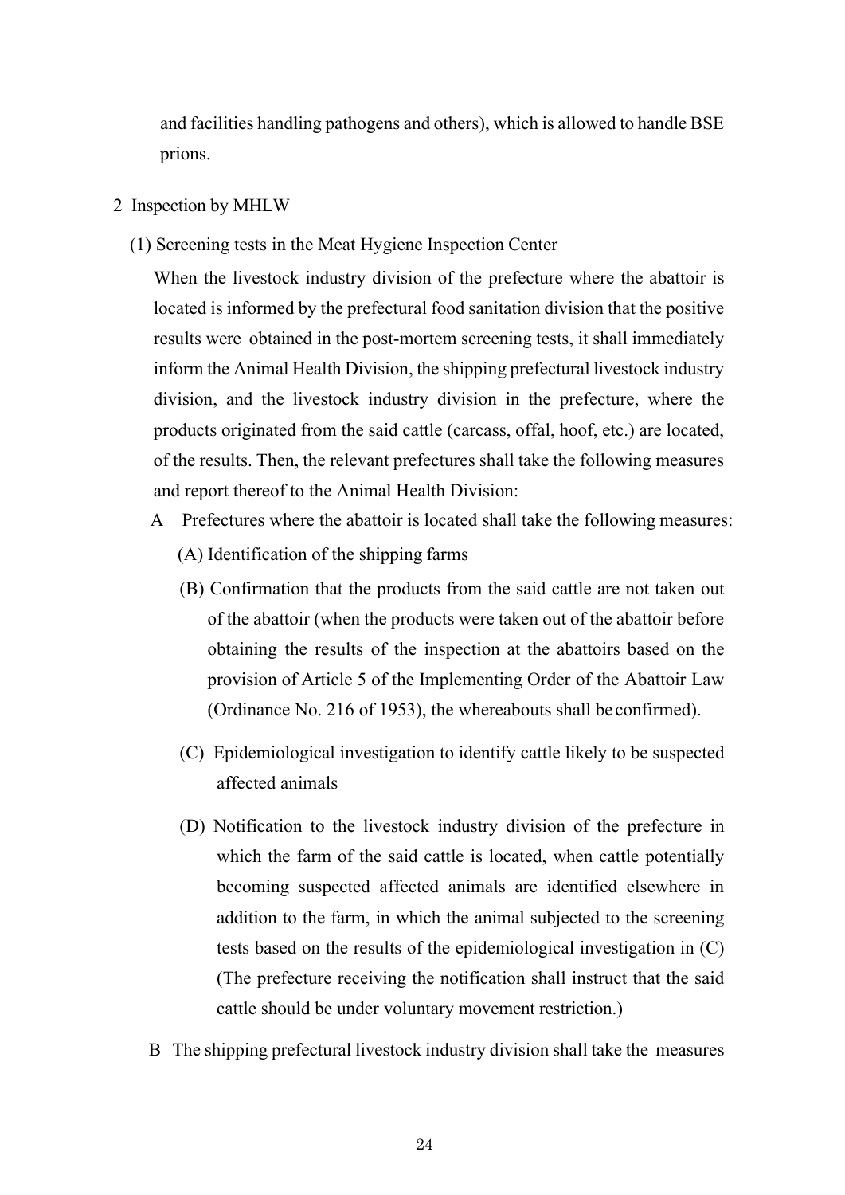and facilities handling pathogens and others), which is allowed to handle BSE prions.

2 Inspection by MHLW

(1) Screening tests in the Meat Hygiene Inspection Center

When the livestock industry division of the prefecture where the abattoir is located is informed by the prefectural food sanitation division that the positive results were obtained in the post-mortem screening tests, it shall immediately inform the Animal Health Division, the shipping prefectural livestock industry division, and the livestock industry division in the prefecture, where the products originated from the said cattle (carcass, offal, hoof, etc.) are located, of the results. Then, the relevant prefectures shall take the following measures and report thereof to the Animal Health Division:

A Prefectures where the abattoir is located shall take the following measures:

(A) Identification of the shipping farms

(B) Confirmation that the products from the said cattle are not taken out of the abattoir (when the products were taken out of the abattoir before obtaining the results of the inspection at the abattoirs based on the provision of Article 5 of the Implementing Order of the Abattoir Law (Ordinance No. 216 of 1953), the whereabouts shall be confirmed).

(C) Epidemiological investigation to identify cattle likely to be suspected affected animals

(D) Notification to the livestock industry division of the prefecture in which the farm of the said cattle is located, when cattle potentially becoming suspected affected animals are identified elsewhere in addition to the farm, in which the animal subjected to the screening tests based on the results of the epidemiological investigation in (C) (The prefecture receiving the notification shall instruct that the said cattle should be under voluntary movement restriction.)

B The shipping prefectural livestock industry division shall take the measures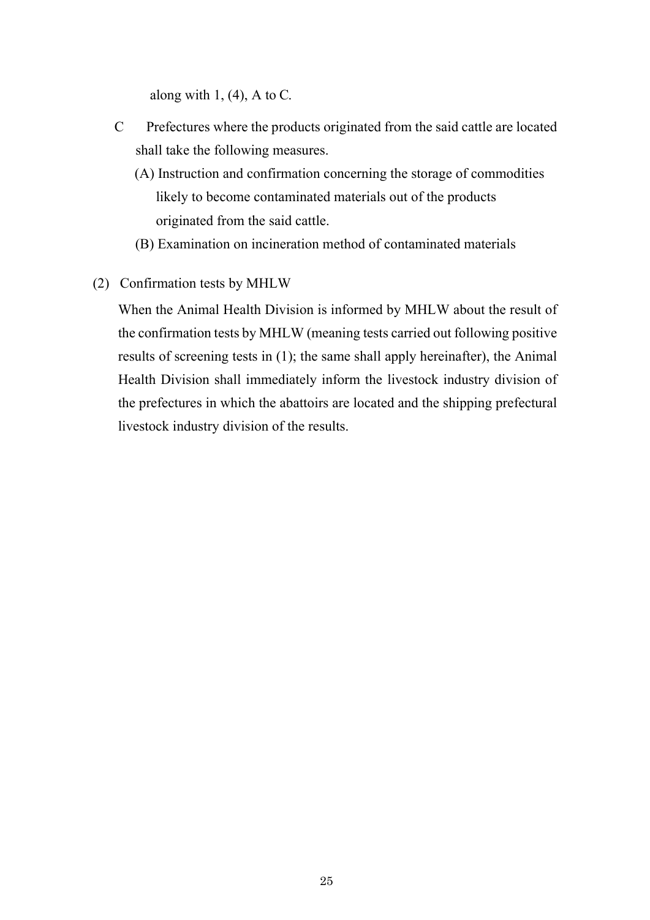along with 1, (4), A to C.

C Prefectures where the products originated from the said cattle are located shall take the following measures.

(A) Instruction and confirmation concerning the storage of commodities likely to become contaminated materials out of the products originated from the said cattle.

(B) Examination on incineration method of contaminated materials

(2) Confirmation tests by MHLW

When the Animal Health Division is informed by MHLW about the result of the confirmation tests by MHLW (meaning tests carried out following positive results of screening tests in (1); the same shall apply hereinafter), the Animal Health Division shall immediately inform the livestock industry division of the prefectures in which the abattoirs are located and the shipping prefectural livestock industry division of the results.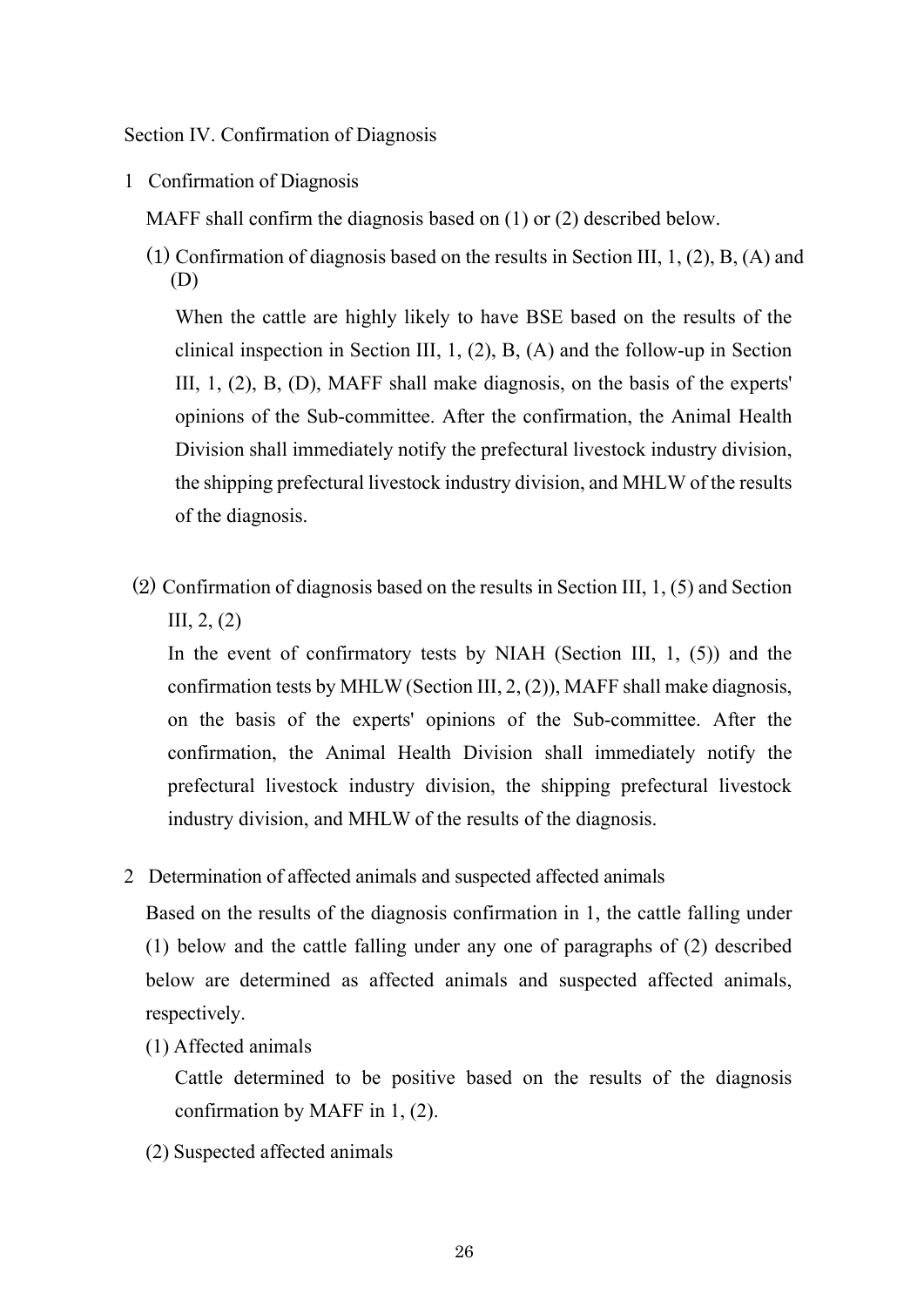## Section IV. Confirmation of Diagnosis

### 1 Confirmation of Diagnosis

MAFF shall confirm the diagnosis based on (1) or (2) described below.

(1) Confirmation of diagnosis based on the results in Section III, 1, (2), B, (A) and (D)

When the cattle are highly likely to have BSE based on the results of the clinical inspection in Section III, 1, (2), B, (A) and the follow-up in Section III, 1, (2), B, (D), MAFF shall make diagnosis, on the basis of the experts' opinions of the Sub-committee. After the confirmation, the Animal Health Division shall immediately notify the prefectural livestock industry division, the shipping prefectural livestock industry division, and MHLW of the results of the diagnosis.

(2) Confirmation of diagnosis based on the results in Section III, 1, (5) and Section III, 2, (2)

In the event of confirmatory tests by NIAH (Section III, 1, (5)) and the confirmation tests by MHLW (Section III, 2, (2)), MAFF shall make diagnosis, on the basis of the experts' opinions of the Sub-committee. After the confirmation, the Animal Health Division shall immediately notify the prefectural livestock industry division, the shipping prefectural livestock industry division, and MHLW of the results of the diagnosis.

### 2 Determination of affected animals and suspected affected animals

Based on the results of the diagnosis confirmation in 1, the cattle falling under (1) below and the cattle falling under any one of paragraphs of (2) described below are determined as affected animals and suspected affected animals, respectively.

(1) Affected animals

Cattle determined to be positive based on the results of the diagnosis confirmation by MAFF in 1, (2).

(2) Suspected affected animals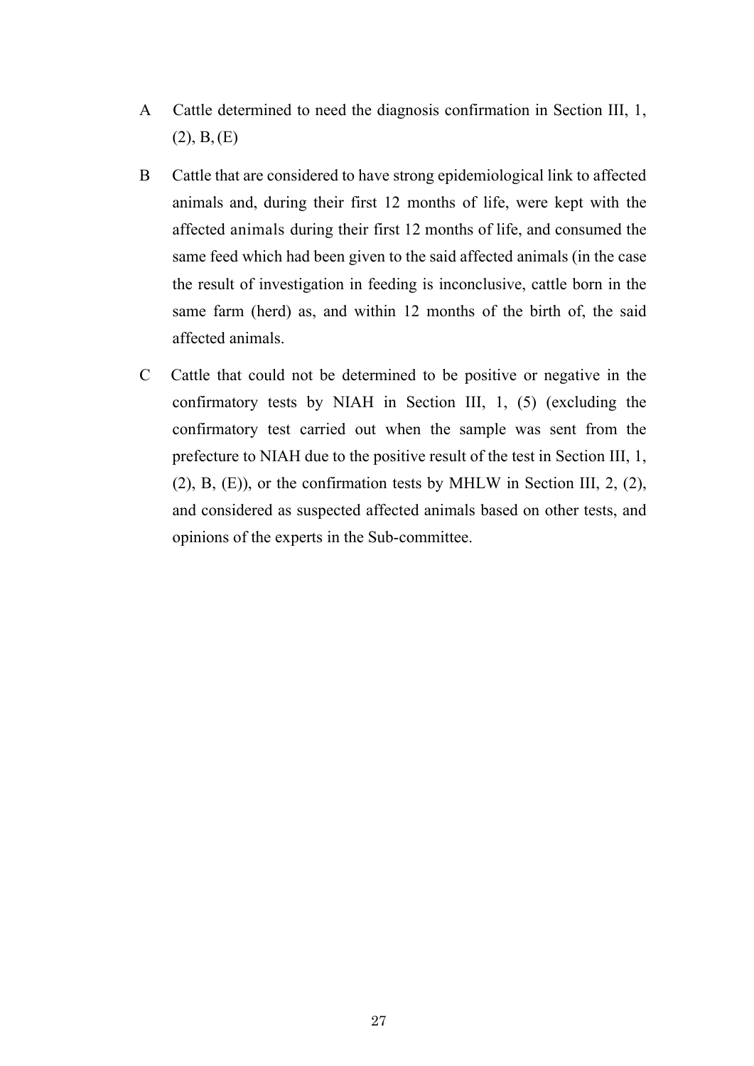A Cattle determined to need the diagnosis confirmation in Section III, 1, (2), B, (E)

B Cattle that are considered to have strong epidemiological link to affected animals and, during their first 12 months of life, were kept with the affected animals during their first 12 months of life, and consumed the same feed which had been given to the said affected animals (in the case the result of investigation in feeding is inconclusive, cattle born in the same farm (herd) as, and within 12 months of the birth of, the said affected animals.

C Cattle that could not be determined to be positive or negative in the confirmatory tests by NIAH in Section III, 1, (5) (excluding the confirmatory test carried out when the sample was sent from the prefecture to NIAH due to the positive result of the test in Section III, 1, (2), B, (E)), or the confirmation tests by MHLW in Section III, 2, (2), and considered as suspected affected animals based on other tests, and opinions of the experts in the Sub-committee.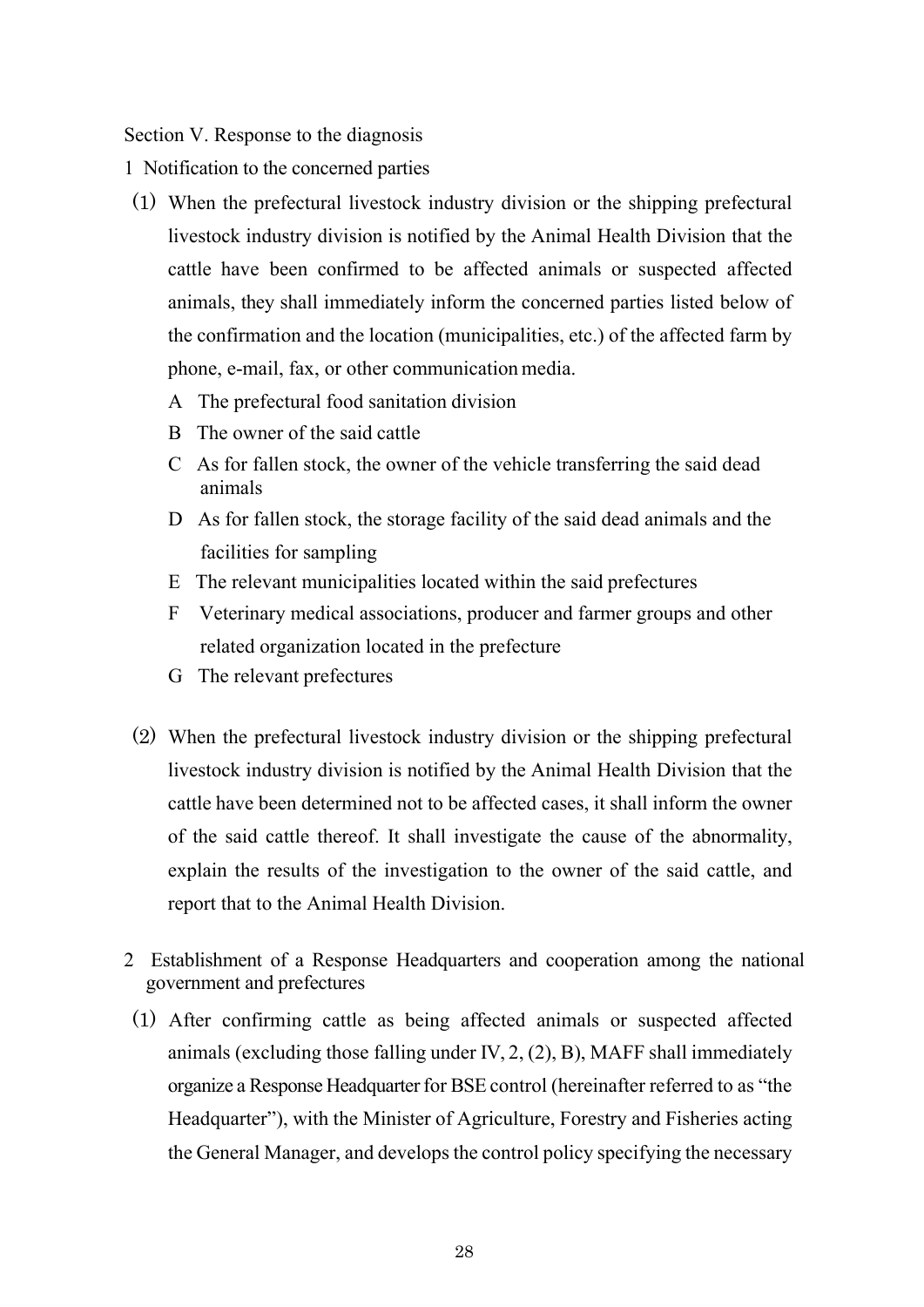## Section V. Response to the diagnosis

### 1 Notification to the concerned parties

(1) When the prefectural livestock industry division or the shipping prefectural livestock industry division is notified by the Animal Health Division that the cattle have been confirmed to be affected animals or suspected affected animals, they shall immediately inform the concerned parties listed below of the confirmation and the location (municipalities, etc.) of the affected farm by phone, e-mail, fax, or other communication media.

- A The prefectural food sanitation division
- B The owner of the said cattle
- C As for fallen stock, the owner of the vehicle transferring the said dead animals
- D As for fallen stock, the storage facility of the said dead animals and the facilities for sampling
- E The relevant municipalities located within the said prefectures
- F Veterinary medical associations, producer and farmer groups and other related organization located in the prefecture
- G The relevant prefectures

(2) When the prefectural livestock industry division or the shipping prefectural livestock industry division is notified by the Animal Health Division that the cattle have been determined not to be affected cases, it shall inform the owner of the said cattle thereof. It shall investigate the cause of the abnormality, explain the results of the investigation to the owner of the said cattle, and report that to the Animal Health Division.

### 2 Establishment of a Response Headquarters and cooperation among the national government and prefectures

(1) After confirming cattle as being affected animals or suspected affected animals (excluding those falling under IV, 2, (2), B), MAFF shall immediately organize a Response Headquarter for BSE control (hereinafter referred to as "the Headquarter"), with the Minister of Agriculture, Forestry and Fisheries acting the General Manager, and develops the control policy specifying the necessary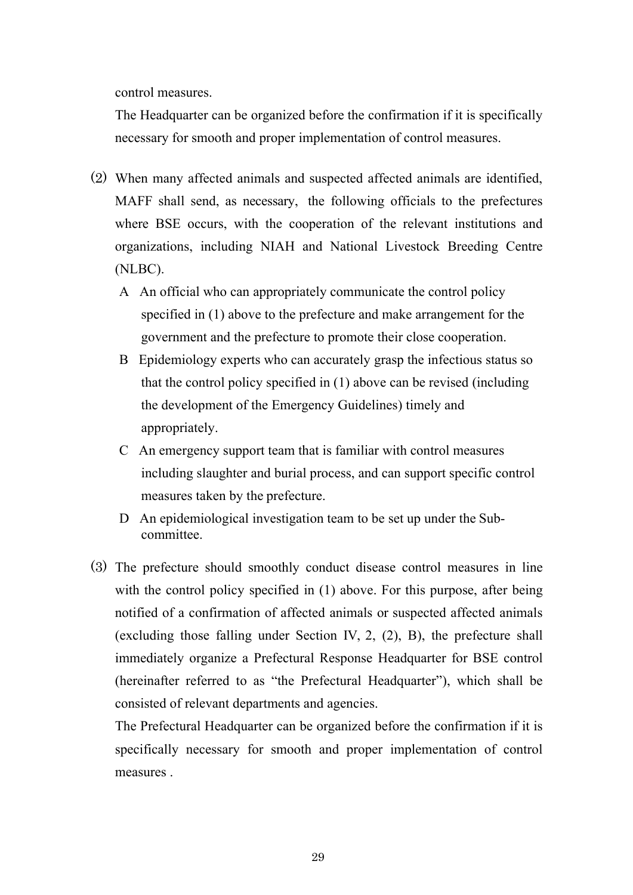control measures.

The Headquarter can be organized before the confirmation if it is specifically necessary for smooth and proper implementation of control measures.

(2) When many affected animals and suspected affected animals are identified, MAFF shall send, as necessary, the following officials to the prefectures where BSE occurs, with the cooperation of the relevant institutions and organizations, including NIAH and National Livestock Breeding Centre (NLBC).

A An official who can appropriately communicate the control policy specified in (1) above to the prefecture and make arrangement for the government and the prefecture to promote their close cooperation.

B Epidemiology experts who can accurately grasp the infectious status so that the control policy specified in (1) above can be revised (including the development of the Emergency Guidelines) timely and appropriately.

C An emergency support team that is familiar with control measures including slaughter and burial process, and can support specific control measures taken by the prefecture.

D An epidemiological investigation team to be set up under the Sub-committee.

(3) The prefecture should smoothly conduct disease control measures in line with the control policy specified in (1) above. For this purpose, after being notified of a confirmation of affected animals or suspected affected animals (excluding those falling under Section IV, 2, (2), B), the prefecture shall immediately organize a Prefectural Response Headquarter for BSE control (hereinafter referred to as "the Prefectural Headquarter"), which shall be consisted of relevant departments and agencies.

The Prefectural Headquarter can be organized before the confirmation if it is specifically necessary for smooth and proper implementation of control measures .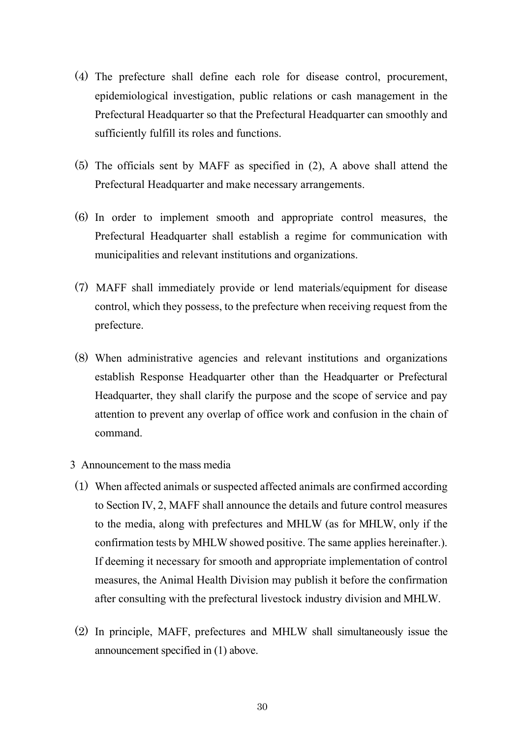(4) The prefecture shall define each role for disease control, procurement, epidemiological investigation, public relations or cash management in the Prefectural Headquarter so that the Prefectural Headquarter can smoothly and sufficiently fulfill its roles and functions.

(5) The officials sent by MAFF as specified in (2), A above shall attend the Prefectural Headquarter and make necessary arrangements.

(6) In order to implement smooth and appropriate control measures, the Prefectural Headquarter shall establish a regime for communication with municipalities and relevant institutions and organizations.

(7) MAFF shall immediately provide or lend materials/equipment for disease control, which they possess, to the prefecture when receiving request from the prefecture.

(8) When administrative agencies and relevant institutions and organizations establish Response Headquarter other than the Headquarter or Prefectural Headquarter, they shall clarify the purpose and the scope of service and pay attention to prevent any overlap of office work and confusion in the chain of command.

3 Announcement to the mass media

(1) When affected animals or suspected affected animals are confirmed according to Section IV, 2, MAFF shall announce the details and future control measures to the media, along with prefectures and MHLW (as for MHLW, only if the confirmation tests by MHLW showed positive. The same applies hereinafter.). If deeming it necessary for smooth and appropriate implementation of control measures, the Animal Health Division may publish it before the confirmation after consulting with the prefectural livestock industry division and MHLW.

(2) In principle, MAFF, prefectures and MHLW shall simultaneously issue the announcement specified in (1) above.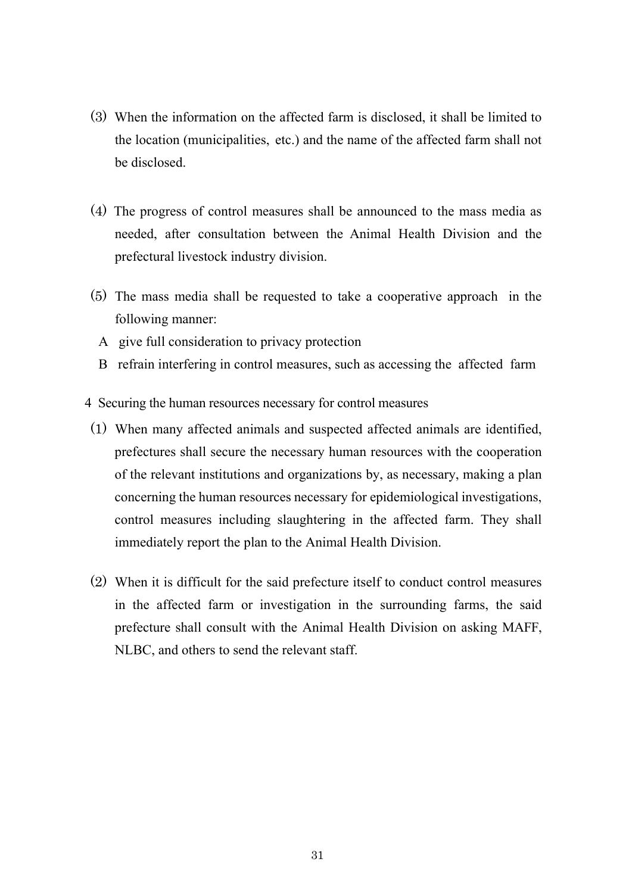(3) When the information on the affected farm is disclosed, it shall be limited to the location (municipalities, etc.) and the name of the affected farm shall not be disclosed.

(4) The progress of control measures shall be announced to the mass media as needed, after consultation between the Animal Health Division and the prefectural livestock industry division.

(5) The mass media shall be requested to take a cooperative approach in the following manner:

A give full consideration to privacy protection

B refrain interfering in control measures, such as accessing the affected farm

4 Securing the human resources necessary for control measures

(1) When many affected animals and suspected affected animals are identified, prefectures shall secure the necessary human resources with the cooperation of the relevant institutions and organizations by, as necessary, making a plan concerning the human resources necessary for epidemiological investigations, control measures including slaughtering in the affected farm. They shall immediately report the plan to the Animal Health Division.

(2) When it is difficult for the said prefecture itself to conduct control measures in the affected farm or investigation in the surrounding farms, the said prefecture shall consult with the Animal Health Division on asking MAFF, NLBC, and others to send the relevant staff.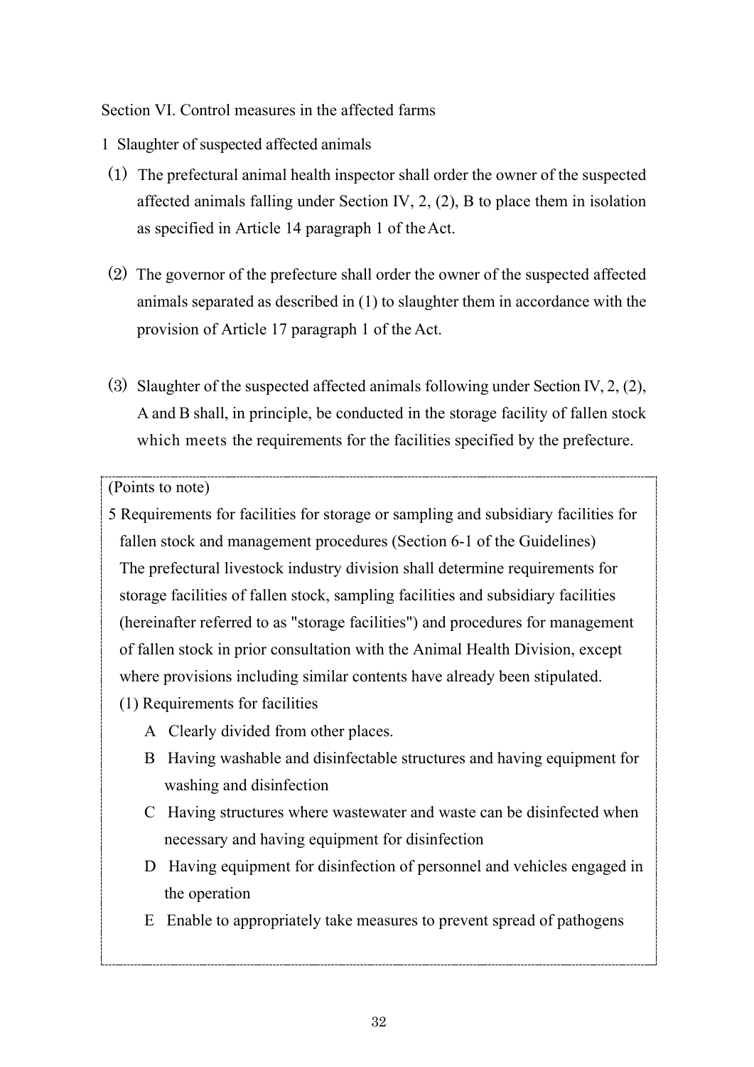## Section VI. Control measures in the affected farms

### 1 Slaughter of suspected affected animals

(1) The prefectural animal health inspector shall order the owner of the suspected affected animals falling under Section IV, 2, (2), B to place them in isolation as specified in Article 14 paragraph 1 of the Act.

(2) The governor of the prefecture shall order the owner of the suspected affected animals separated as described in (1) to slaughter them in accordance with the provision of Article 17 paragraph 1 of the Act.

(3) Slaughter of the suspected affected animals following under Section IV, 2, (2), A and B shall, in principle, be conducted in the storage facility of fallen stock which meets the requirements for the facilities specified by the prefecture.

> (Points to note)
>
> 5 Requirements for facilities for storage or sampling and subsidiary facilities for fallen stock and management procedures (Section 6-1 of the Guidelines)
>
> The prefectural livestock industry division shall determine requirements for storage facilities of fallen stock, sampling facilities and subsidiary facilities (hereinafter referred to as "storage facilities") and procedures for management of fallen stock in prior consultation with the Animal Health Division, except where provisions including similar contents have already been stipulated.
>
> (1) Requirements for facilities
>
> A Clearly divided from other places.
>
> B Having washable and disinfectable structures and having equipment for washing and disinfection
>
> C Having structures where wastewater and waste can be disinfected when necessary and having equipment for disinfection
>
> D Having equipment for disinfection of personnel and vehicles engaged in the operation
>
> E Enable to appropriately take measures to prevent spread of pathogens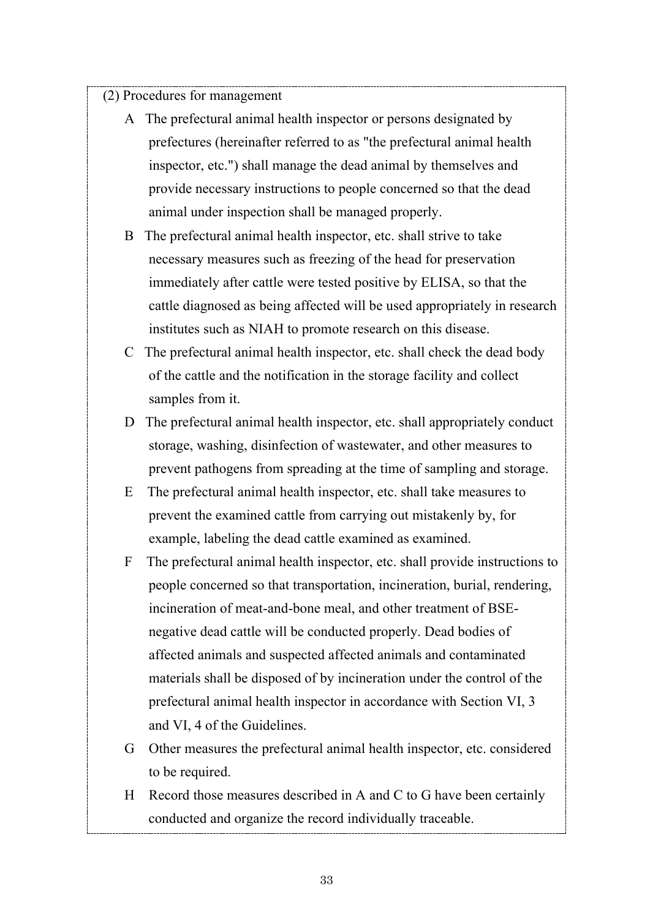(2) Procedures for management

A The prefectural animal health inspector or persons designated by prefectures (hereinafter referred to as "the prefectural animal health inspector, etc.") shall manage the dead animal by themselves and provide necessary instructions to people concerned so that the dead animal under inspection shall be managed properly.

B The prefectural animal health inspector, etc. shall strive to take necessary measures such as freezing of the head for preservation immediately after cattle were tested positive by ELISA, so that the cattle diagnosed as being affected will be used appropriately in research institutes such as NIAH to promote research on this disease.

C The prefectural animal health inspector, etc. shall check the dead body of the cattle and the notification in the storage facility and collect samples from it.

D The prefectural animal health inspector, etc. shall appropriately conduct storage, washing, disinfection of wastewater, and other measures to prevent pathogens from spreading at the time of sampling and storage.

E The prefectural animal health inspector, etc. shall take measures to prevent the examined cattle from carrying out mistakenly by, for example, labeling the dead cattle examined as examined.

F The prefectural animal health inspector, etc. shall provide instructions to people concerned so that transportation, incineration, burial, rendering, incineration of meat-and-bone meal, and other treatment of BSE-negative dead cattle will be conducted properly. Dead bodies of affected animals and suspected affected animals and contaminated materials shall be disposed of by incineration under the control of the prefectural animal health inspector in accordance with Section VI, 3 and VI, 4 of the Guidelines.

G Other measures the prefectural animal health inspector, etc. considered to be required.

H Record those measures described in A and C to G have been certainly conducted and organize the record individually traceable.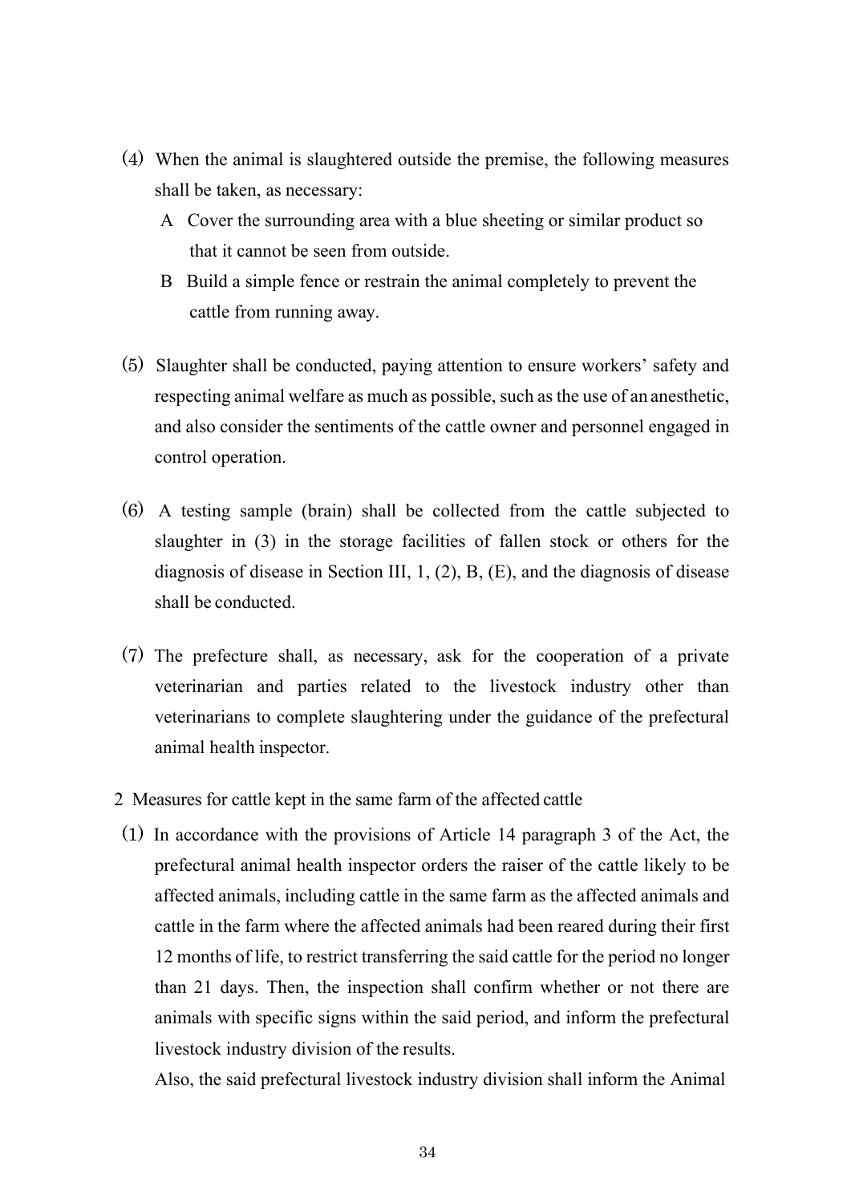(4) When the animal is slaughtered outside the premise, the following measures shall be taken, as necessary:

A Cover the surrounding area with a blue sheeting or similar product so that it cannot be seen from outside.

B Build a simple fence or restrain the animal completely to prevent the cattle from running away.

(5) Slaughter shall be conducted, paying attention to ensure workers' safety and respecting animal welfare as much as possible, such as the use of an anesthetic, and also consider the sentiments of the cattle owner and personnel engaged in control operation.

(6) A testing sample (brain) shall be collected from the cattle subjected to slaughter in (3) in the storage facilities of fallen stock or others for the diagnosis of disease in Section III, 1, (2), B, (E), and the diagnosis of disease shall be conducted.

(7) The prefecture shall, as necessary, ask for the cooperation of a private veterinarian and parties related to the livestock industry other than veterinarians to complete slaughtering under the guidance of the prefectural animal health inspector.

2 Measures for cattle kept in the same farm of the affected cattle

(1) In accordance with the provisions of Article 14 paragraph 3 of the Act, the prefectural animal health inspector orders the raiser of the cattle likely to be affected animals, including cattle in the same farm as the affected animals and cattle in the farm where the affected animals had been reared during their first 12 months of life, to restrict transferring the said cattle for the period no longer than 21 days. Then, the inspection shall confirm whether or not there are animals with specific signs within the said period, and inform the prefectural livestock industry division of the results.

Also, the said prefectural livestock industry division shall inform the Animal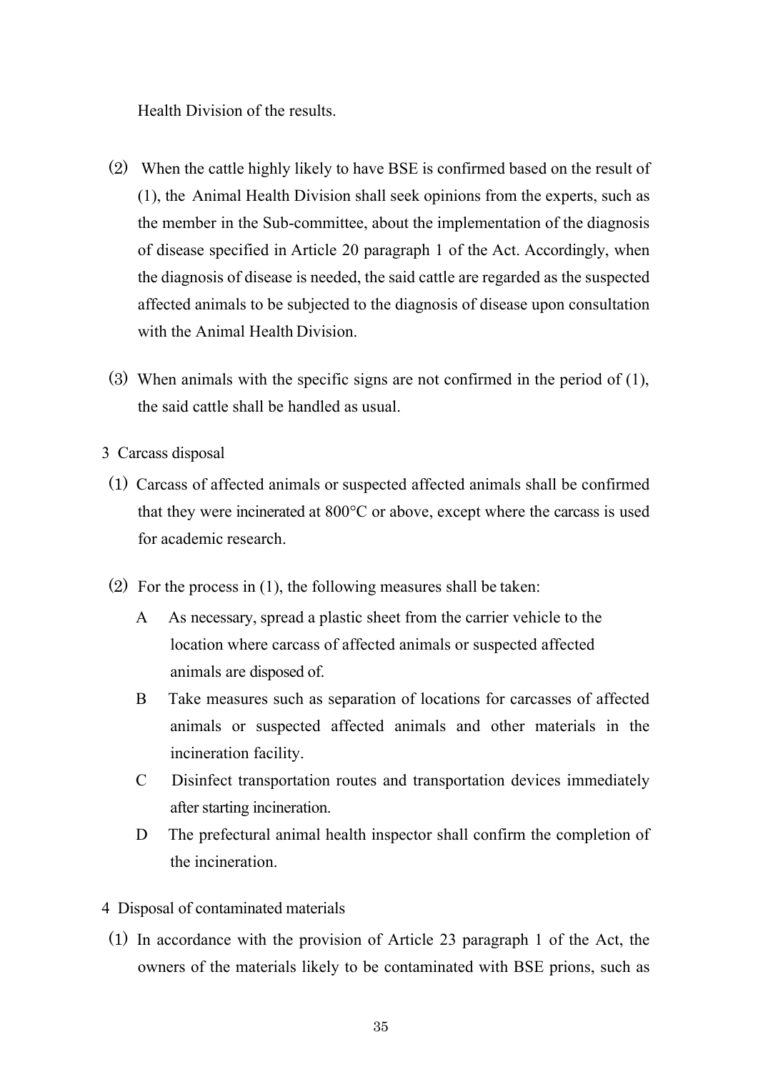Health Division of the results.

(2) When the cattle highly likely to have BSE is confirmed based on the result of (1), the Animal Health Division shall seek opinions from the experts, such as the member in the Sub-committee, about the implementation of the diagnosis of disease specified in Article 20 paragraph 1 of the Act. Accordingly, when the diagnosis of disease is needed, the said cattle are regarded as the suspected affected animals to be subjected to the diagnosis of disease upon consultation with the Animal Health Division.

(3) When animals with the specific signs are not confirmed in the period of (1), the said cattle shall be handled as usual.

3 Carcass disposal

(1) Carcass of affected animals or suspected affected animals shall be confirmed that they were incinerated at 800°C or above, except where the carcass is used for academic research.

(2) For the process in (1), the following measures shall be taken:

A As necessary, spread a plastic sheet from the carrier vehicle to the location where carcass of affected animals or suspected affected animals are disposed of.

B Take measures such as separation of locations for carcasses of affected animals or suspected affected animals and other materials in the incineration facility.

C Disinfect transportation routes and transportation devices immediately after starting incineration.

D The prefectural animal health inspector shall confirm the completion of the incineration.

4 Disposal of contaminated materials

(1) In accordance with the provision of Article 23 paragraph 1 of the Act, the owners of the materials likely to be contaminated with BSE prions, such as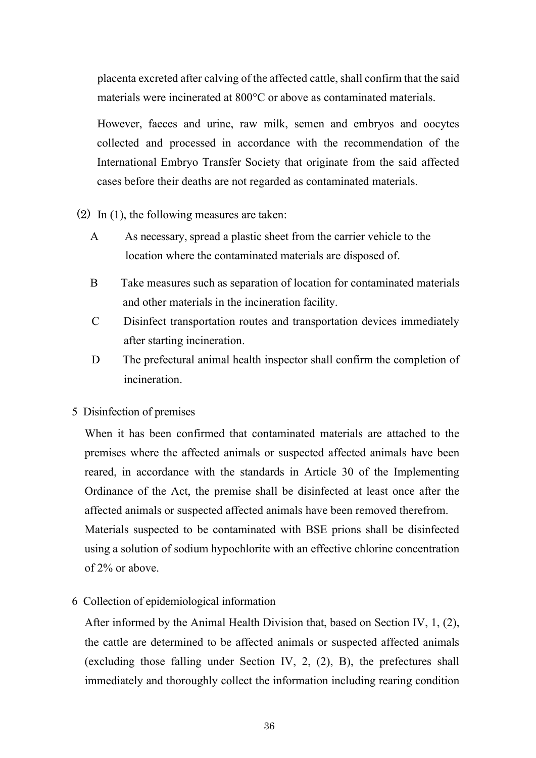placenta excreted after calving of the affected cattle, shall confirm that the said materials were incinerated at 800°C or above as contaminated materials.

However, faeces and urine, raw milk, semen and embryos and oocytes collected and processed in accordance with the recommendation of the International Embryo Transfer Society that originate from the said affected cases before their deaths are not regarded as contaminated materials.

(2) In (1), the following measures are taken:

A As necessary, spread a plastic sheet from the carrier vehicle to the location where the contaminated materials are disposed of.

B Take measures such as separation of location for contaminated materials and other materials in the incineration facility.

C Disinfect transportation routes and transportation devices immediately after starting incineration.

D The prefectural animal health inspector shall confirm the completion of incineration.

5 Disinfection of premises

When it has been confirmed that contaminated materials are attached to the premises where the affected animals or suspected affected animals have been reared, in accordance with the standards in Article 30 of the Implementing Ordinance of the Act, the premise shall be disinfected at least once after the affected animals or suspected affected animals have been removed therefrom. Materials suspected to be contaminated with BSE prions shall be disinfected using a solution of sodium hypochlorite with an effective chlorine concentration of 2% or above.

6 Collection of epidemiological information

After informed by the Animal Health Division that, based on Section IV, 1, (2), the cattle are determined to be affected animals or suspected affected animals (excluding those falling under Section IV, 2, (2), B), the prefectures shall immediately and thoroughly collect the information including rearing condition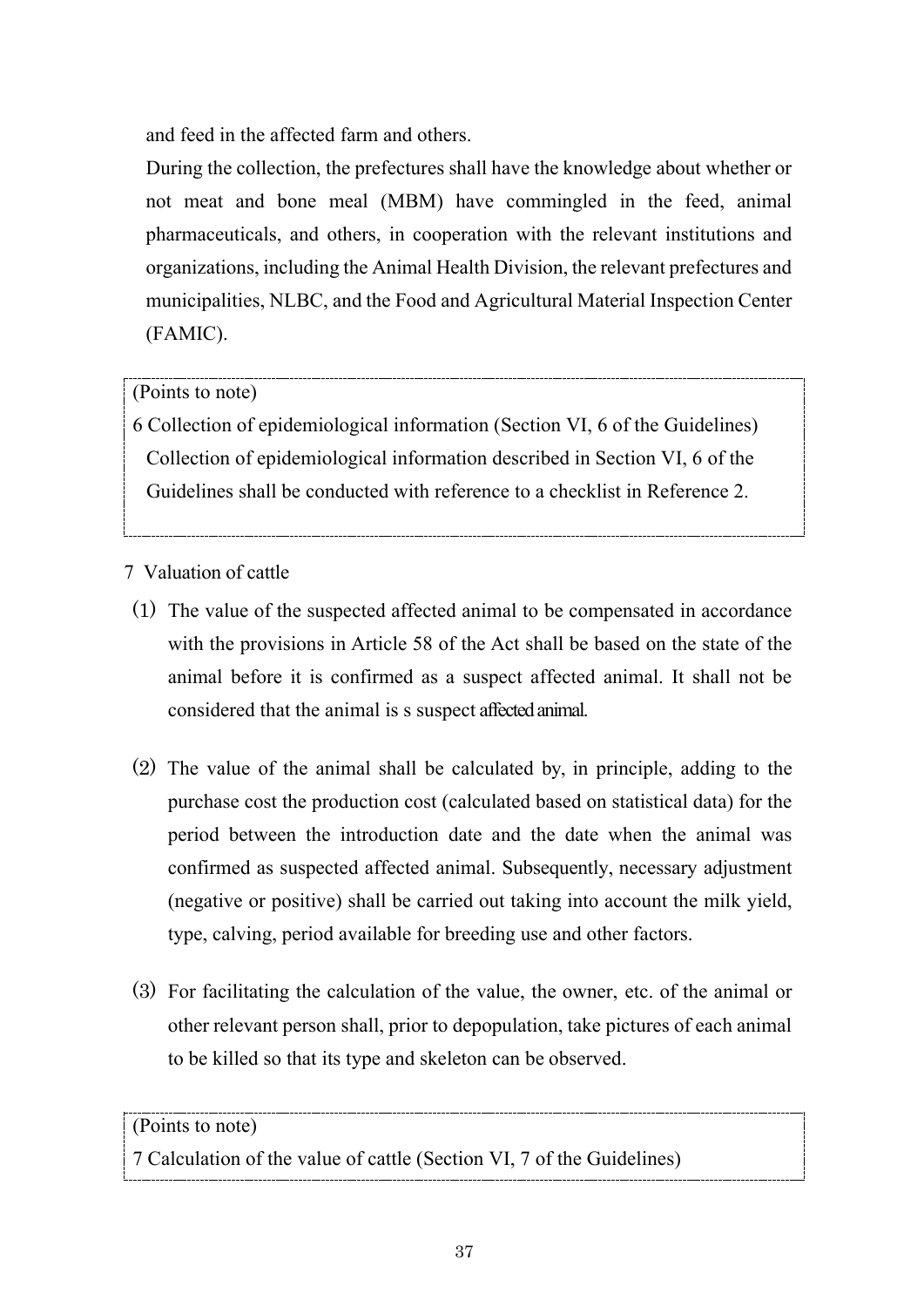and feed in the affected farm and others.

During the collection, the prefectures shall have the knowledge about whether or not meat and bone meal (MBM) have commingled in the feed, animal pharmaceuticals, and others, in cooperation with the relevant institutions and organizations, including the Animal Health Division, the relevant prefectures and municipalities, NLBC, and the Food and Agricultural Material Inspection Center (FAMIC).

> (Points to note)
>
> 6 Collection of epidemiological information (Section VI, 6 of the Guidelines)
>
> Collection of epidemiological information described in Section VI, 6 of the Guidelines shall be conducted with reference to a checklist in Reference 2.

7 Valuation of cattle

(1) The value of the suspected affected animal to be compensated in accordance with the provisions in Article 58 of the Act shall be based on the state of the animal before it is confirmed as a suspect affected animal. It shall not be considered that the animal is s suspect affected animal.

(2) The value of the animal shall be calculated by, in principle, adding to the purchase cost the production cost (calculated based on statistical data) for the period between the introduction date and the date when the animal was confirmed as suspected affected animal. Subsequently, necessary adjustment (negative or positive) shall be carried out taking into account the milk yield, type, calving, period available for breeding use and other factors.

(3) For facilitating the calculation of the value, the owner, etc. of the animal or other relevant person shall, prior to depopulation, take pictures of each animal to be killed so that its type and skeleton can be observed.

> (Points to note)
>
> 7 Calculation of the value of cattle (Section VI, 7 of the Guidelines)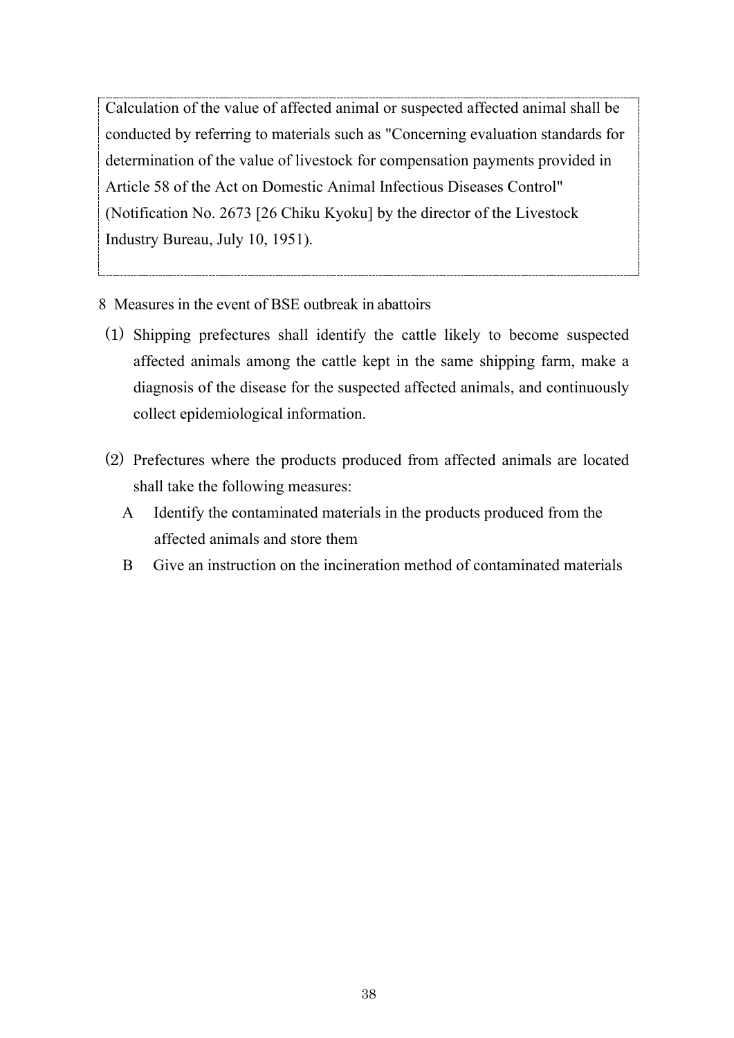Calculation of the value of affected animal or suspected affected animal shall be conducted by referring to materials such as "Concerning evaluation standards for determination of the value of livestock for compensation payments provided in Article 58 of the Act on Domestic Animal Infectious Diseases Control" (Notification No. 2673 [26 Chiku Kyoku] by the director of the Livestock Industry Bureau, July 10, 1951).

8 Measures in the event of BSE outbreak in abattoirs

(1) Shipping prefectures shall identify the cattle likely to become suspected affected animals among the cattle kept in the same shipping farm, make a diagnosis of the disease for the suspected affected animals, and continuously collect epidemiological information.

(2) Prefectures where the products produced from affected animals are located shall take the following measures:

A Identify the contaminated materials in the products produced from the affected animals and store them

B Give an instruction on the incineration method of contaminated materials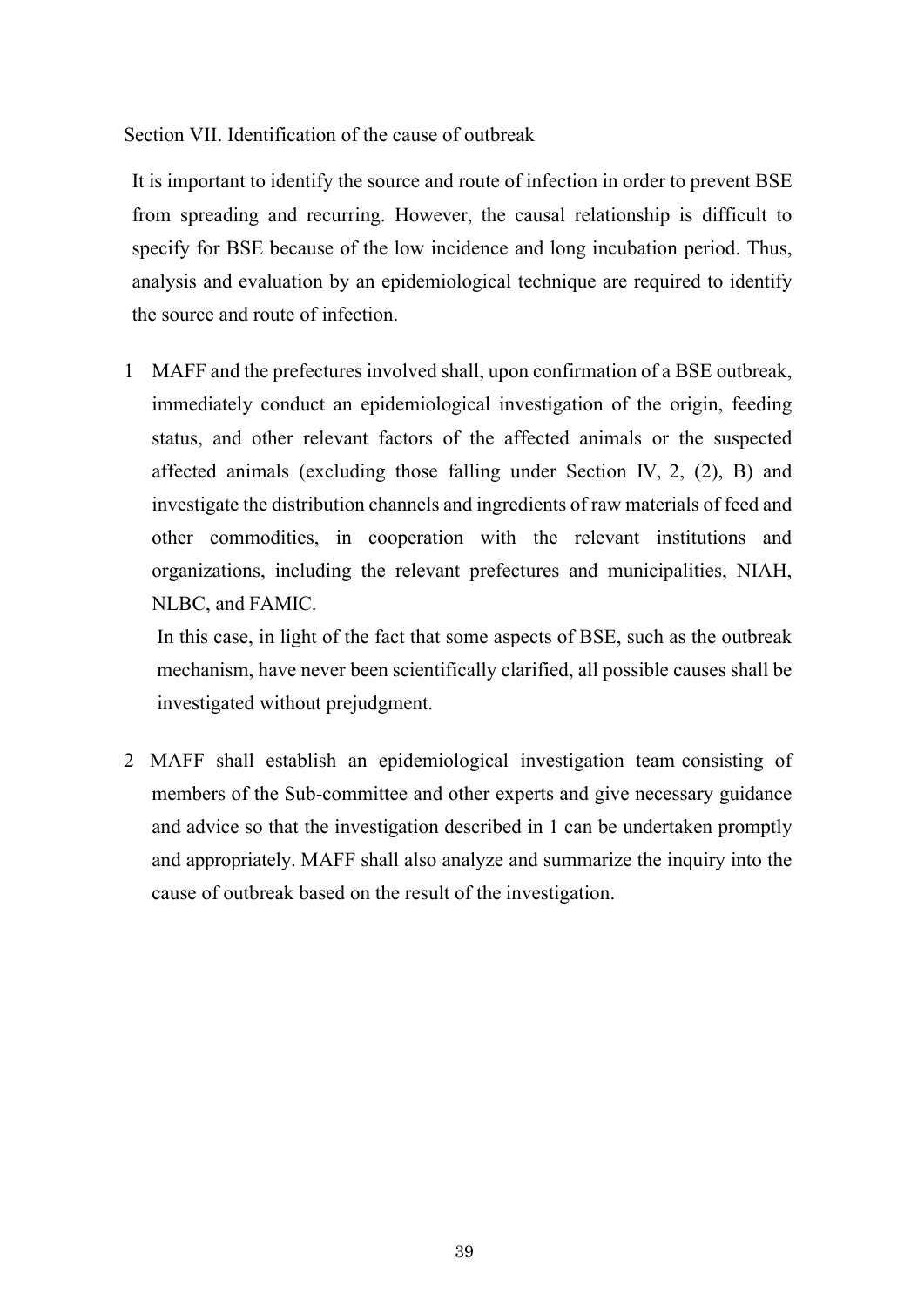## Section VII. Identification of the cause of outbreak

It is important to identify the source and route of infection in order to prevent BSE from spreading and recurring. However, the causal relationship is difficult to specify for BSE because of the low incidence and long incubation period. Thus, analysis and evaluation by an epidemiological technique are required to identify the source and route of infection.

1 MAFF and the prefectures involved shall, upon confirmation of a BSE outbreak, immediately conduct an epidemiological investigation of the origin, feeding status, and other relevant factors of the affected animals or the suspected affected animals (excluding those falling under Section IV, 2, (2), B) and investigate the distribution channels and ingredients of raw materials of feed and other commodities, in cooperation with the relevant institutions and organizations, including the relevant prefectures and municipalities, NIAH, NLBC, and FAMIC.

   In this case, in light of the fact that some aspects of BSE, such as the outbreak mechanism, have never been scientifically clarified, all possible causes shall be investigated without prejudgment.

2 MAFF shall establish an epidemiological investigation team consisting of members of the Sub-committee and other experts and give necessary guidance and advice so that the investigation described in 1 can be undertaken promptly and appropriately. MAFF shall also analyze and summarize the inquiry into the cause of outbreak based on the result of the investigation.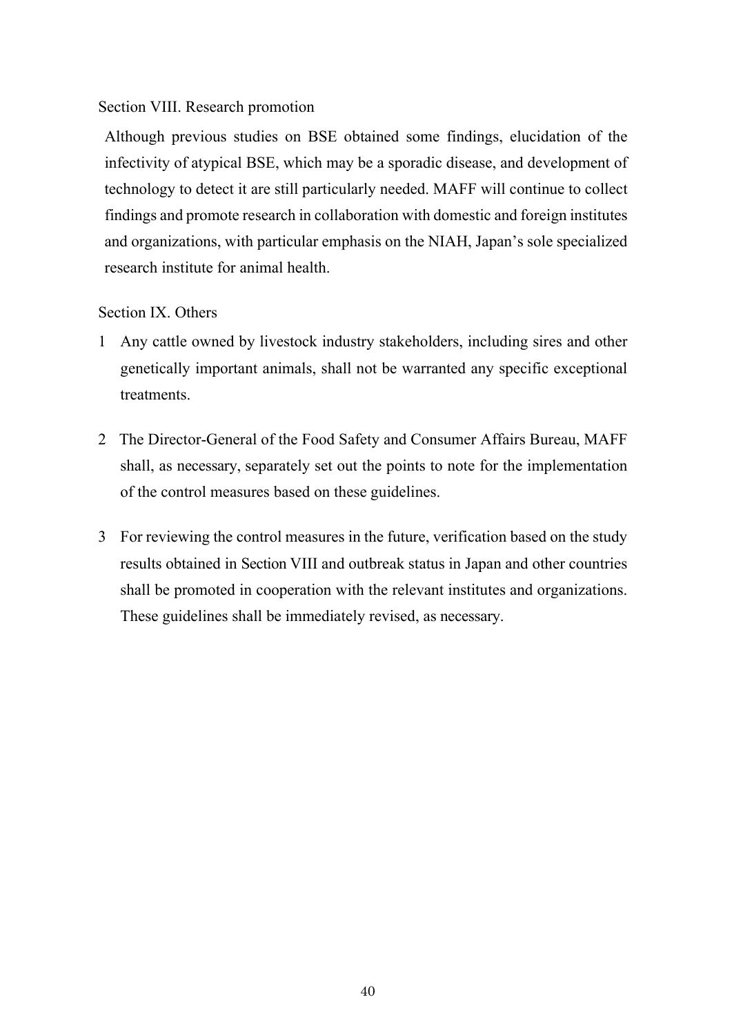## Section VIII. Research promotion

Although previous studies on BSE obtained some findings, elucidation of the infectivity of atypical BSE, which may be a sporadic disease, and development of technology to detect it are still particularly needed. MAFF will continue to collect findings and promote research in collaboration with domestic and foreign institutes and organizations, with particular emphasis on the NIAH, Japan’s sole specialized research institute for animal health.

## Section IX. Others

1 Any cattle owned by livestock industry stakeholders, including sires and other genetically important animals, shall not be warranted any specific exceptional treatments.

2 The Director-General of the Food Safety and Consumer Affairs Bureau, MAFF shall, as necessary, separately set out the points to note for the implementation of the control measures based on these guidelines.

3 For reviewing the control measures in the future, verification based on the study results obtained in Section VIII and outbreak status in Japan and other countries shall be promoted in cooperation with the relevant institutes and organizations. These guidelines shall be immediately revised, as necessary.